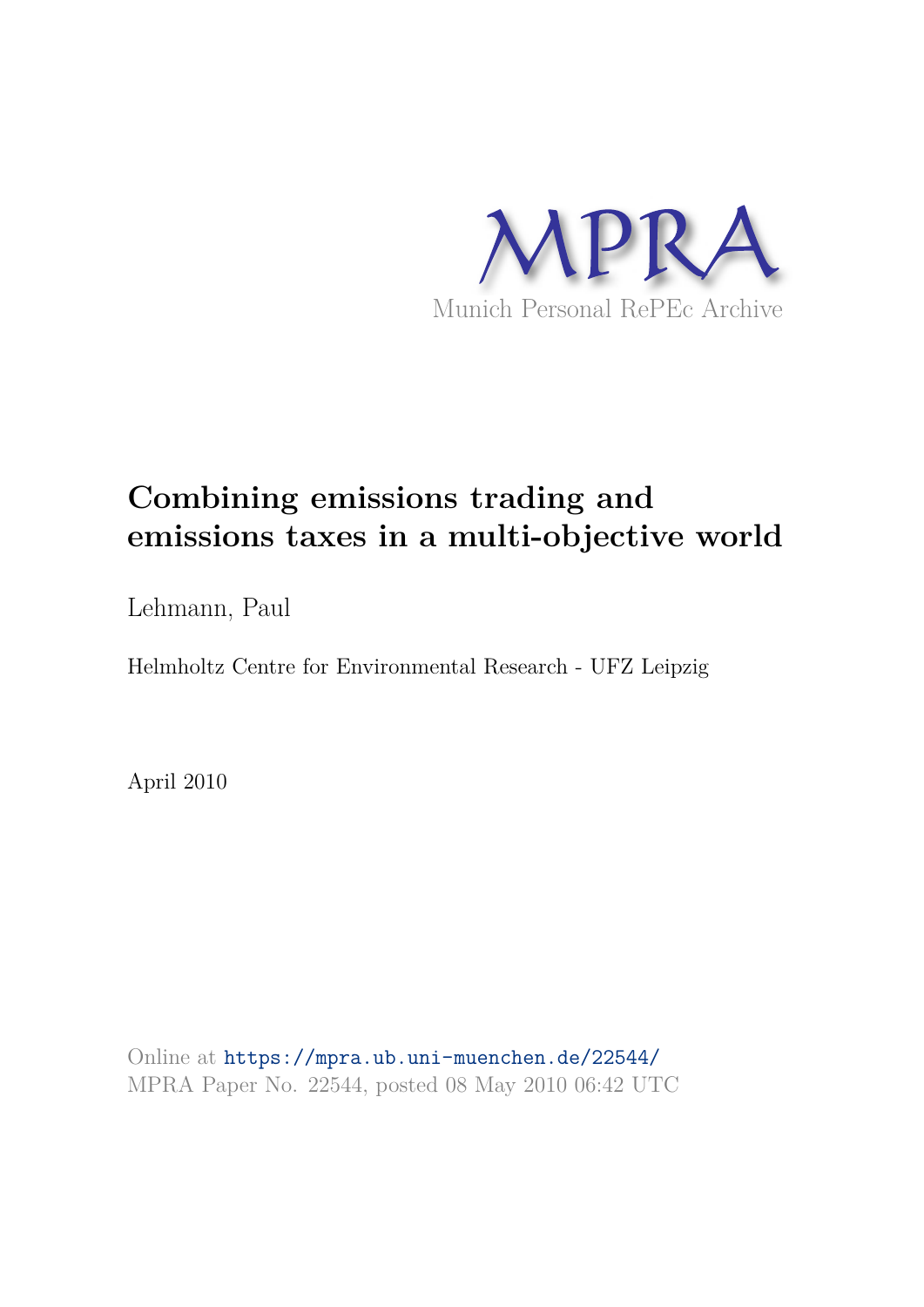MPRA

Munich Personal RePEc Archive

# Combining emissions trading and emissions taxes in a multi-objective world

Lehmann, Paul

Helmholtz Centre for Environmental Research - UFZ Leipzig

April 2010

Online at https://mpra.ub.uni-muenchen.de/22544/
MPRA Paper No. 22544, posted 08 May 2010 06:42 UTC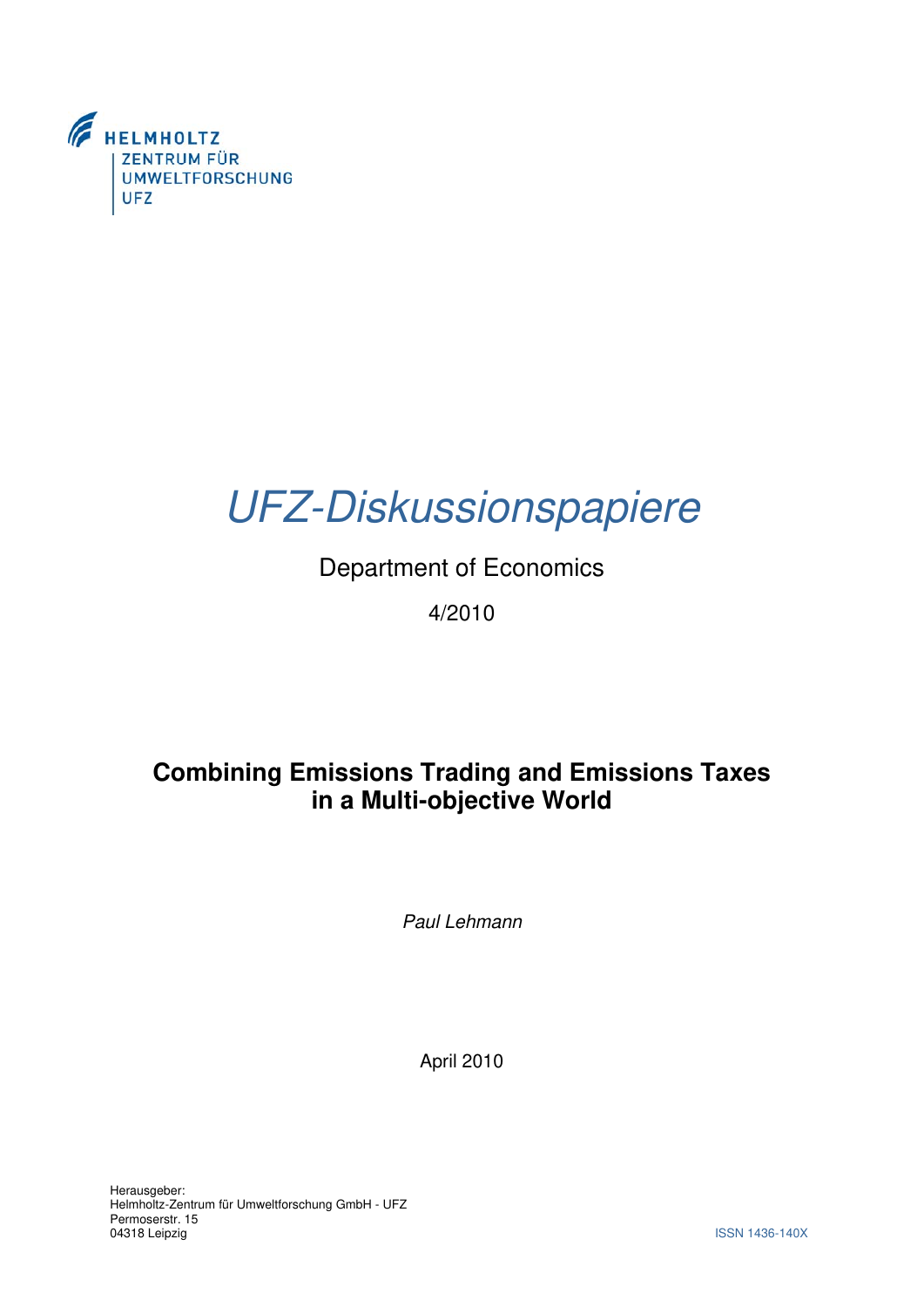HELMHOLTZ
ZENTRUM FÜR
UMWELTFORSCHUNG
UFZ

# *UFZ-Diskussionspapiere*

Department of Economics

4/2010

## Combining Emissions Trading and Emissions Taxes in a Multi-objective World

*Paul Lehmann*

April 2010

Herausgeber:
Helmholtz-Zentrum für Umweltforschung GmbH - UFZ
Permoserstr. 15
04318 Leipzig

ISSN 1436-140X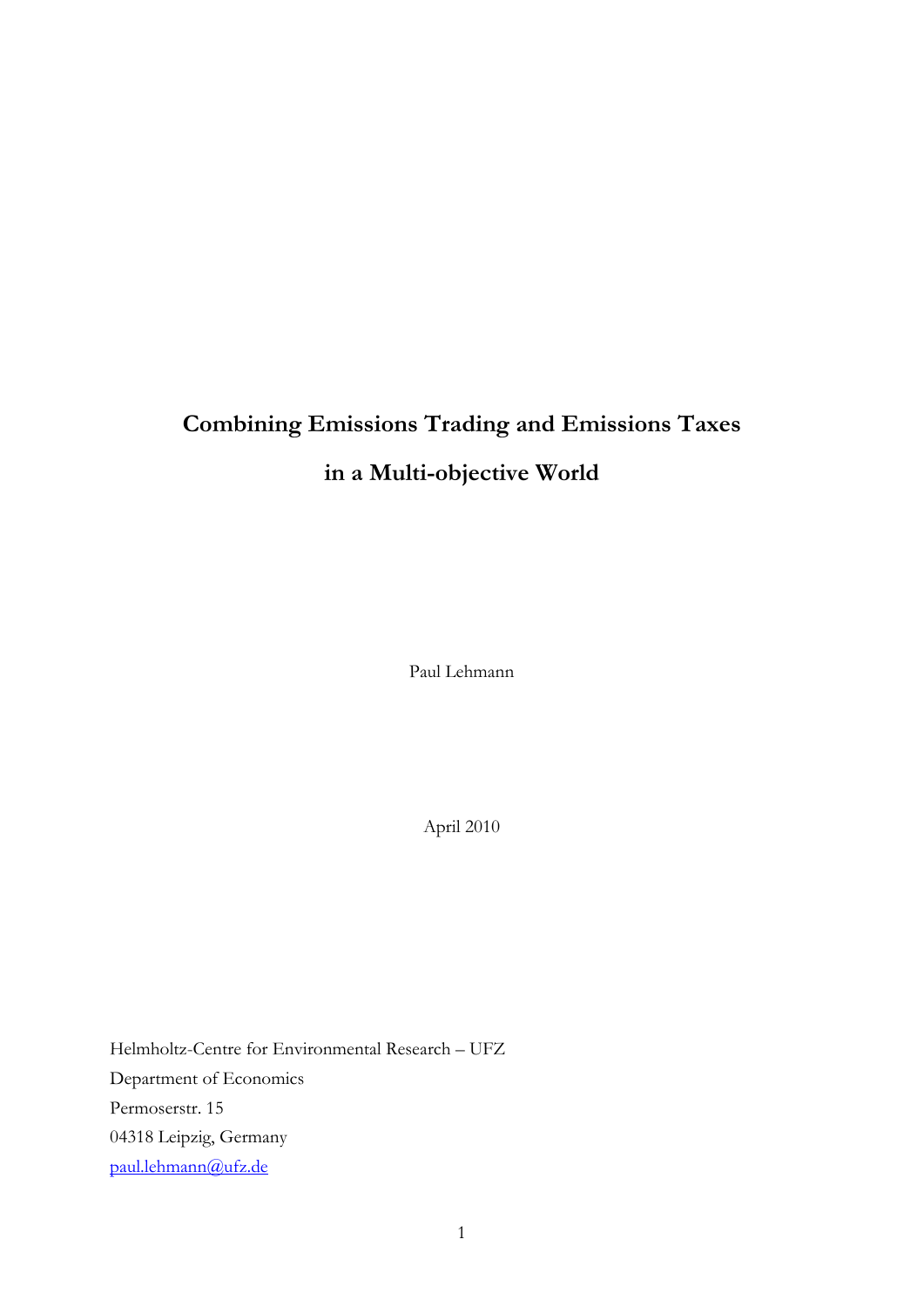# Combining Emissions Trading and Emissions Taxes in a Multi-objective World

Paul Lehmann

April 2010

Helmholtz-Centre for Environmental Research – UFZ

Department of Economics

Permoserstr. 15

04318 Leipzig, Germany

paul.lehmann@ufz.de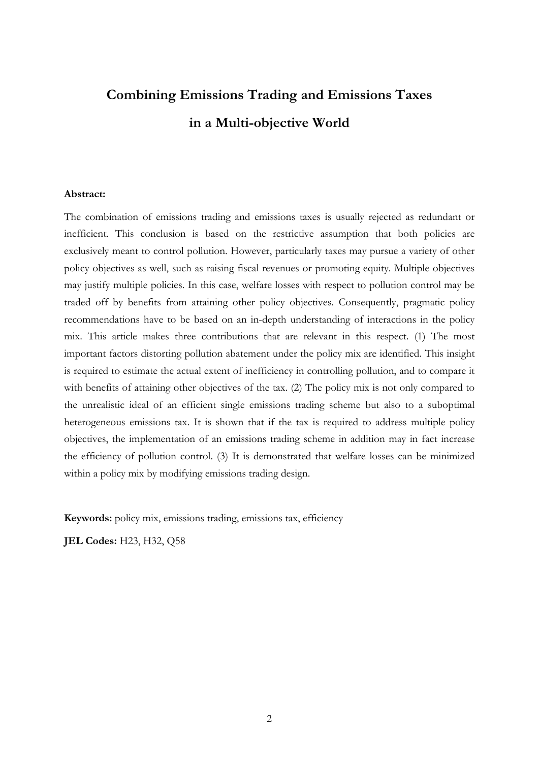# Combining Emissions Trading and Emissions Taxes in a Multi-objective World

**Abstract:**

The combination of emissions trading and emissions taxes is usually rejected as redundant or inefficient. This conclusion is based on the restrictive assumption that both policies are exclusively meant to control pollution. However, particularly taxes may pursue a variety of other policy objectives as well, such as raising fiscal revenues or promoting equity. Multiple objectives may justify multiple policies. In this case, welfare losses with respect to pollution control may be traded off by benefits from attaining other policy objectives. Consequently, pragmatic policy recommendations have to be based on an in-depth understanding of interactions in the policy mix. This article makes three contributions that are relevant in this respect. (1) The most important factors distorting pollution abatement under the policy mix are identified. This insight is required to estimate the actual extent of inefficiency in controlling pollution, and to compare it with benefits of attaining other objectives of the tax. (2) The policy mix is not only compared to the unrealistic ideal of an efficient single emissions trading scheme but also to a suboptimal heterogeneous emissions tax. It is shown that if the tax is required to address multiple policy objectives, the implementation of an emissions trading scheme in addition may in fact increase the efficiency of pollution control. (3) It is demonstrated that welfare losses can be minimized within a policy mix by modifying emissions trading design.

**Keywords:** policy mix, emissions trading, emissions tax, efficiency

**JEL Codes:** H23, H32, Q58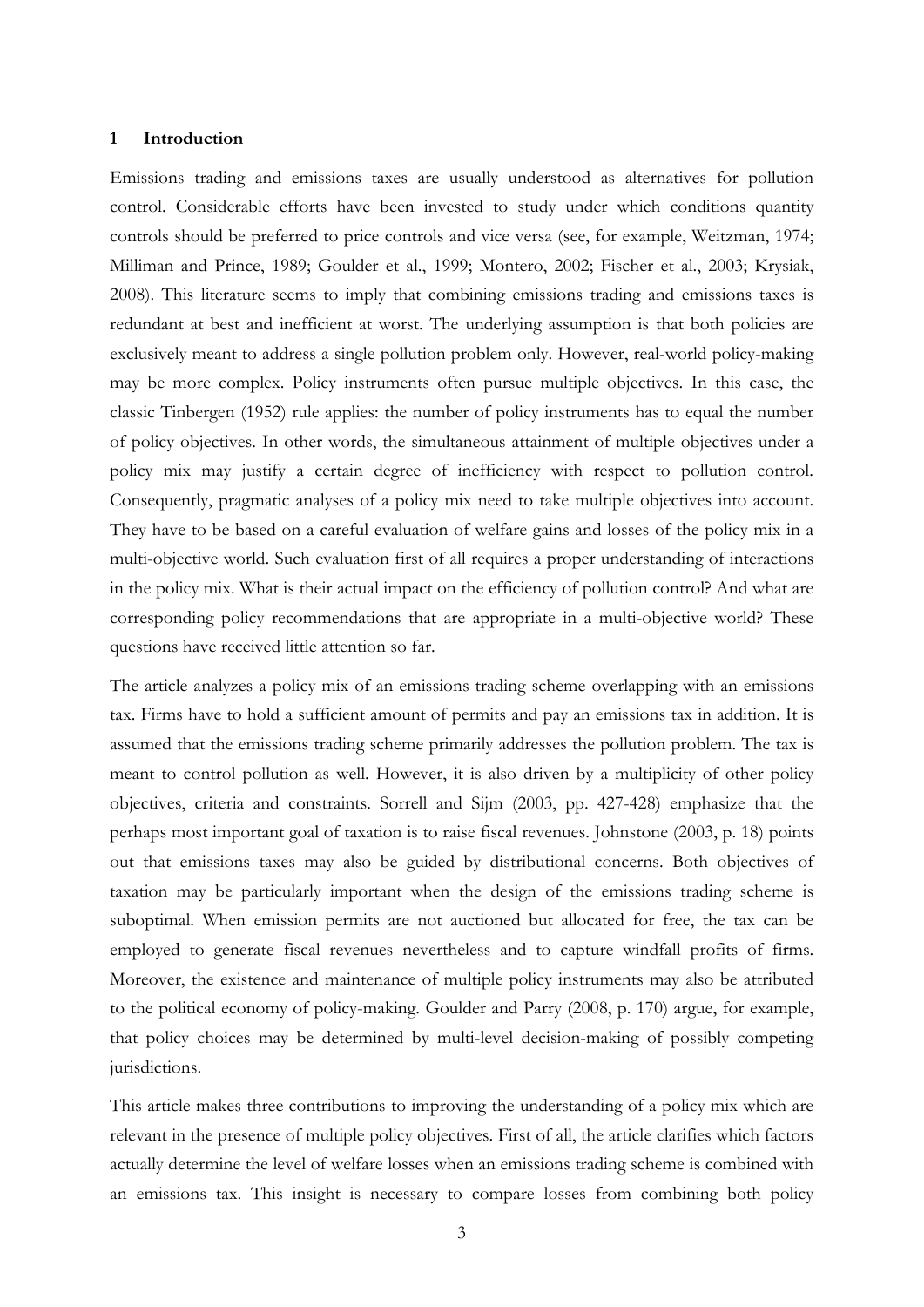## 1 Introduction

Emissions trading and emissions taxes are usually understood as alternatives for pollution control. Considerable efforts have been invested to study under which conditions quantity controls should be preferred to price controls and vice versa (see, for example, Weitzman, 1974; Milliman and Prince, 1989; Goulder et al., 1999; Montero, 2002; Fischer et al., 2003; Krysiak, 2008). This literature seems to imply that combining emissions trading and emissions taxes is redundant at best and inefficient at worst. The underlying assumption is that both policies are exclusively meant to address a single pollution problem only. However, real-world policy-making may be more complex. Policy instruments often pursue multiple objectives. In this case, the classic Tinbergen (1952) rule applies: the number of policy instruments has to equal the number of policy objectives. In other words, the simultaneous attainment of multiple objectives under a policy mix may justify a certain degree of inefficiency with respect to pollution control. Consequently, pragmatic analyses of a policy mix need to take multiple objectives into account. They have to be based on a careful evaluation of welfare gains and losses of the policy mix in a multi-objective world. Such evaluation first of all requires a proper understanding of interactions in the policy mix. What is their actual impact on the efficiency of pollution control? And what are corresponding policy recommendations that are appropriate in a multi-objective world? These questions have received little attention so far.

The article analyzes a policy mix of an emissions trading scheme overlapping with an emissions tax. Firms have to hold a sufficient amount of permits and pay an emissions tax in addition. It is assumed that the emissions trading scheme primarily addresses the pollution problem. The tax is meant to control pollution as well. However, it is also driven by a multiplicity of other policy objectives, criteria and constraints. Sorrell and Sijm (2003, pp. 427-428) emphasize that the perhaps most important goal of taxation is to raise fiscal revenues. Johnstone (2003, p. 18) points out that emissions taxes may also be guided by distributional concerns. Both objectives of taxation may be particularly important when the design of the emissions trading scheme is suboptimal. When emission permits are not auctioned but allocated for free, the tax can be employed to generate fiscal revenues nevertheless and to capture windfall profits of firms. Moreover, the existence and maintenance of multiple policy instruments may also be attributed to the political economy of policy-making. Goulder and Parry (2008, p. 170) argue, for example, that policy choices may be determined by multi-level decision-making of possibly competing jurisdictions.

This article makes three contributions to improving the understanding of a policy mix which are relevant in the presence of multiple policy objectives. First of all, the article clarifies which factors actually determine the level of welfare losses when an emissions trading scheme is combined with an emissions tax. This insight is necessary to compare losses from combining both policy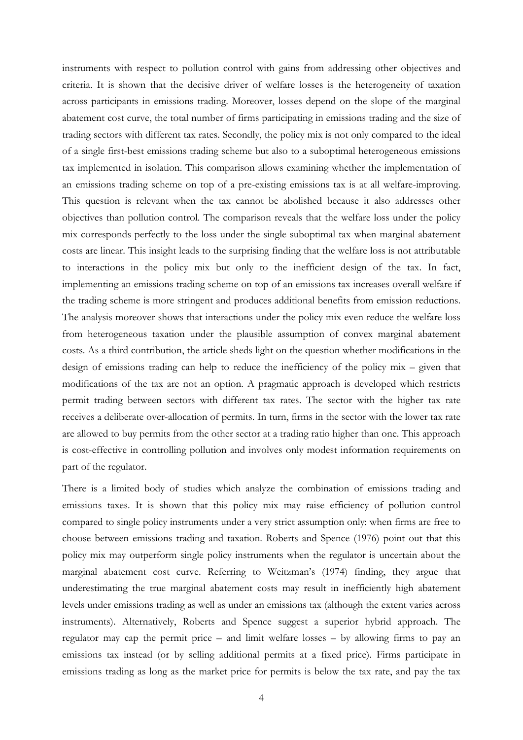instruments with respect to pollution control with gains from addressing other objectives and criteria. It is shown that the decisive driver of welfare losses is the heterogeneity of taxation across participants in emissions trading. Moreover, losses depend on the slope of the marginal abatement cost curve, the total number of firms participating in emissions trading and the size of trading sectors with different tax rates. Secondly, the policy mix is not only compared to the ideal of a single first-best emissions trading scheme but also to a suboptimal heterogeneous emissions tax implemented in isolation. This comparison allows examining whether the implementation of an emissions trading scheme on top of a pre-existing emissions tax is at all welfare-improving. This question is relevant when the tax cannot be abolished because it also addresses other objectives than pollution control. The comparison reveals that the welfare loss under the policy mix corresponds perfectly to the loss under the single suboptimal tax when marginal abatement costs are linear. This insight leads to the surprising finding that the welfare loss is not attributable to interactions in the policy mix but only to the inefficient design of the tax. In fact, implementing an emissions trading scheme on top of an emissions tax increases overall welfare if the trading scheme is more stringent and produces additional benefits from emission reductions. The analysis moreover shows that interactions under the policy mix even reduce the welfare loss from heterogeneous taxation under the plausible assumption of convex marginal abatement costs. As a third contribution, the article sheds light on the question whether modifications in the design of emissions trading can help to reduce the inefficiency of the policy mix – given that modifications of the tax are not an option. A pragmatic approach is developed which restricts permit trading between sectors with different tax rates. The sector with the higher tax rate receives a deliberate over-allocation of permits. In turn, firms in the sector with the lower tax rate are allowed to buy permits from the other sector at a trading ratio higher than one. This approach is cost-effective in controlling pollution and involves only modest information requirements on part of the regulator.

There is a limited body of studies which analyze the combination of emissions trading and emissions taxes. It is shown that this policy mix may raise efficiency of pollution control compared to single policy instruments under a very strict assumption only: when firms are free to choose between emissions trading and taxation. Roberts and Spence (1976) point out that this policy mix may outperform single policy instruments when the regulator is uncertain about the marginal abatement cost curve. Referring to Weitzman's (1974) finding, they argue that underestimating the true marginal abatement costs may result in inefficiently high abatement levels under emissions trading as well as under an emissions tax (although the extent varies across instruments). Alternatively, Roberts and Spence suggest a superior hybrid approach. The regulator may cap the permit price – and limit welfare losses – by allowing firms to pay an emissions tax instead (or by selling additional permits at a fixed price). Firms participate in emissions trading as long as the market price for permits is below the tax rate, and pay the tax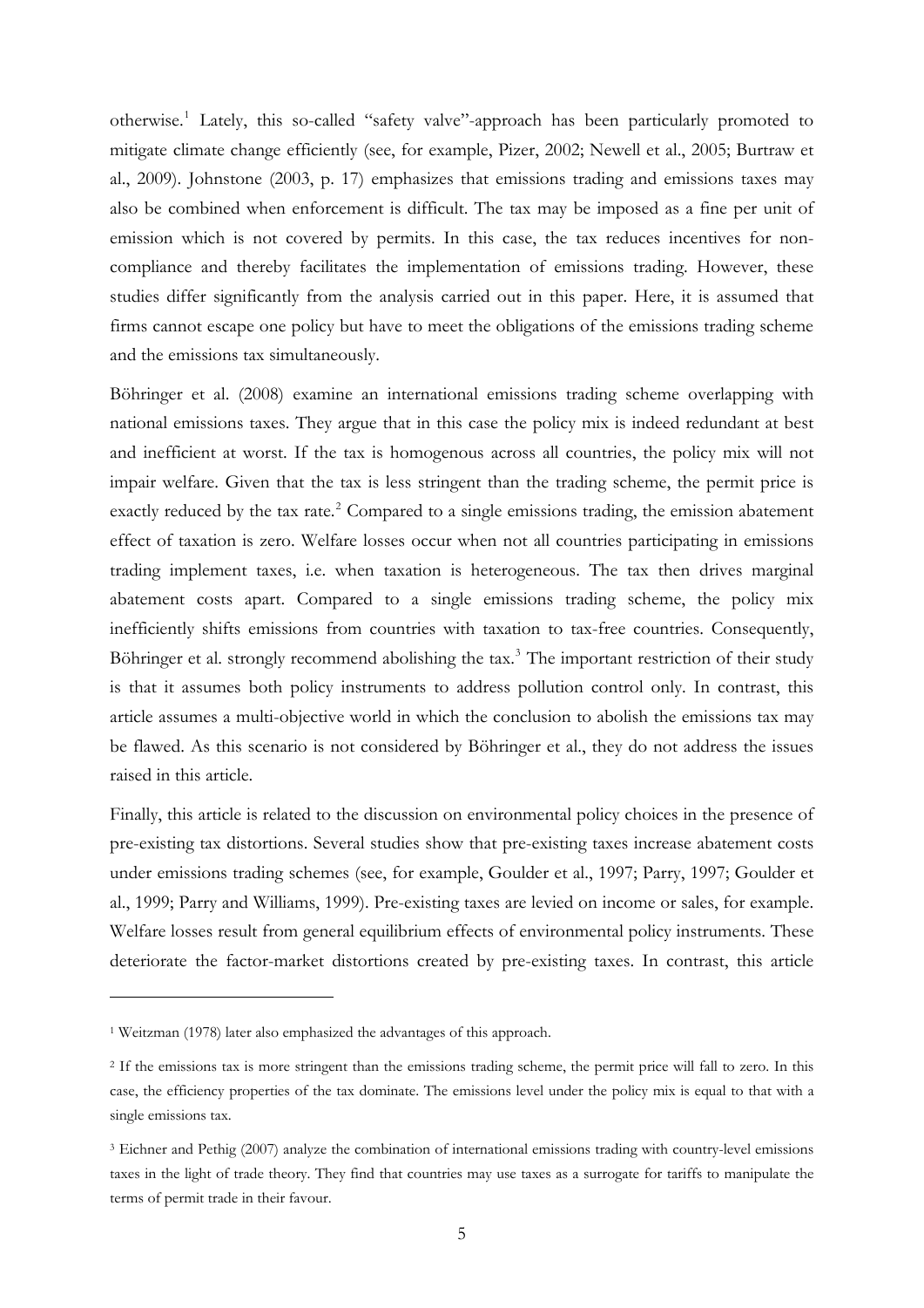otherwise.[1] Lately, this so-called "safety valve"-approach has been particularly promoted to mitigate climate change efficiently (see, for example, Pizer, 2002; Newell et al., 2005; Burtraw et al., 2009). Johnstone (2003, p. 17) emphasizes that emissions trading and emissions taxes may also be combined when enforcement is difficult. The tax may be imposed as a fine per unit of emission which is not covered by permits. In this case, the tax reduces incentives for non-compliance and thereby facilitates the implementation of emissions trading. However, these studies differ significantly from the analysis carried out in this paper. Here, it is assumed that firms cannot escape one policy but have to meet the obligations of the emissions trading scheme and the emissions tax simultaneously.

Böhringer et al. (2008) examine an international emissions trading scheme overlapping with national emissions taxes. They argue that in this case the policy mix is indeed redundant at best and inefficient at worst. If the tax is homogenous across all countries, the policy mix will not impair welfare. Given that the tax is less stringent than the trading scheme, the permit price is exactly reduced by the tax rate.[2] Compared to a single emissions trading, the emission abatement effect of taxation is zero. Welfare losses occur when not all countries participating in emissions trading implement taxes, i.e. when taxation is heterogeneous. The tax then drives marginal abatement costs apart. Compared to a single emissions trading scheme, the policy mix inefficiently shifts emissions from countries with taxation to tax-free countries. Consequently, Böhringer et al. strongly recommend abolishing the tax.[3] The important restriction of their study is that it assumes both policy instruments to address pollution control only. In contrast, this article assumes a multi-objective world in which the conclusion to abolish the emissions tax may be flawed. As this scenario is not considered by Böhringer et al., they do not address the issues raised in this article.

Finally, this article is related to the discussion on environmental policy choices in the presence of pre-existing tax distortions. Several studies show that pre-existing taxes increase abatement costs under emissions trading schemes (see, for example, Goulder et al., 1997; Parry, 1997; Goulder et al., 1999; Parry and Williams, 1999). Pre-existing taxes are levied on income or sales, for example. Welfare losses result from general equilibrium effects of environmental policy instruments. These deteriorate the factor-market distortions created by pre-existing taxes. In contrast, this article

---

[1] Weitzman (1978) later also emphasized the advantages of this approach.

[2] If the emissions tax is more stringent than the emissions trading scheme, the permit price will fall to zero. In this case, the efficiency properties of the tax dominate. The emissions level under the policy mix is equal to that with a single emissions tax.

[3] Eichner and Pethig (2007) analyze the combination of international emissions trading with country-level emissions taxes in the light of trade theory. They find that countries may use taxes as a surrogate for tariffs to manipulate the terms of permit trade in their favour.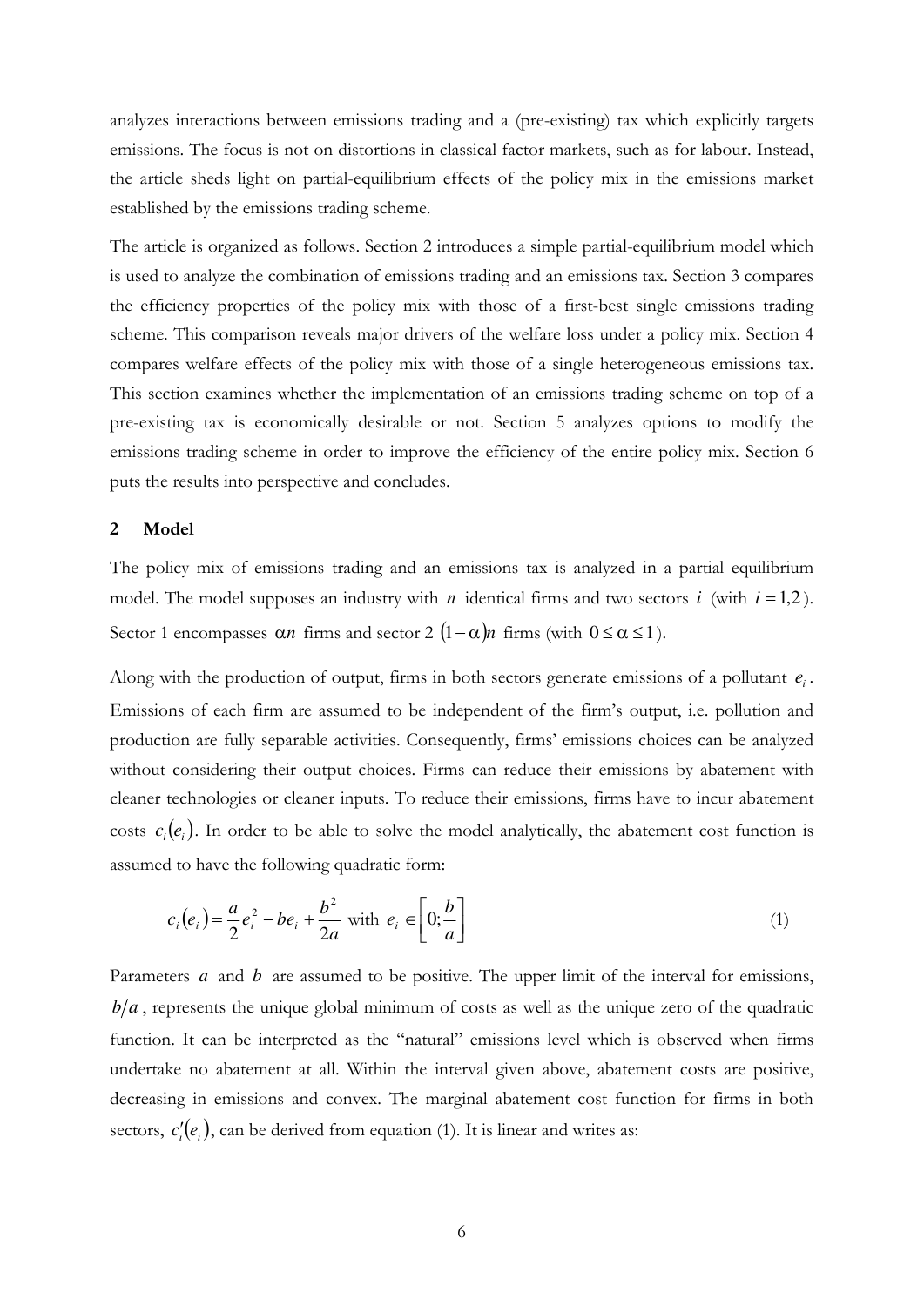analyzes interactions between emissions trading and a (pre-existing) tax which explicitly targets emissions. The focus is not on distortions in classical factor markets, such as for labour. Instead, the article sheds light on partial-equilibrium effects of the policy mix in the emissions market established by the emissions trading scheme.

The article is organized as follows. Section 2 introduces a simple partial-equilibrium model which is used to analyze the combination of emissions trading and an emissions tax. Section 3 compares the efficiency properties of the policy mix with those of a first-best single emissions trading scheme. This comparison reveals major drivers of the welfare loss under a policy mix. Section 4 compares welfare effects of the policy mix with those of a single heterogeneous emissions tax. This section examines whether the implementation of an emissions trading scheme on top of a pre-existing tax is economically desirable or not. Section 5 analyzes options to modify the emissions trading scheme in order to improve the efficiency of the entire policy mix. Section 6 puts the results into perspective and concludes.

## 2 Model

The policy mix of emissions trading and an emissions tax is analyzed in a partial equilibrium model. The model supposes an industry with $n$ identical firms and two sectors $i$ (with $i = 1,2$). Sector 1 encompasses $\alpha n$ firms and sector 2 $(1-\alpha)n$ firms (with $0 \leq \alpha \leq 1$).

Along with the production of output, firms in both sectors generate emissions of a pollutant $e_i$. Emissions of each firm are assumed to be independent of the firm's output, i.e. pollution and production are fully separable activities. Consequently, firms' emissions choices can be analyzed without considering their output choices. Firms can reduce their emissions by abatement with cleaner technologies or cleaner inputs. To reduce their emissions, firms have to incur abatement costs $c_i(e_i)$. In order to be able to solve the model analytically, the abatement cost function is assumed to have the following quadratic form:

$$c_i(e_i) = \frac{a}{2}e_i^2 - be_i + \frac{b^2}{2a} \text{ with } e_i \in \left[0; \frac{b}{a}\right] \tag{1}$$

Parameters $a$ and $b$ are assumed to be positive. The upper limit of the interval for emissions, $b/a$, represents the unique global minimum of costs as well as the unique zero of the quadratic function. It can be interpreted as the "natural" emissions level which is observed when firms undertake no abatement at all. Within the interval given above, abatement costs are positive, decreasing in emissions and convex. The marginal abatement cost function for firms in both sectors, $c_i'(e_i)$, can be derived from equation (1). It is linear and writes as: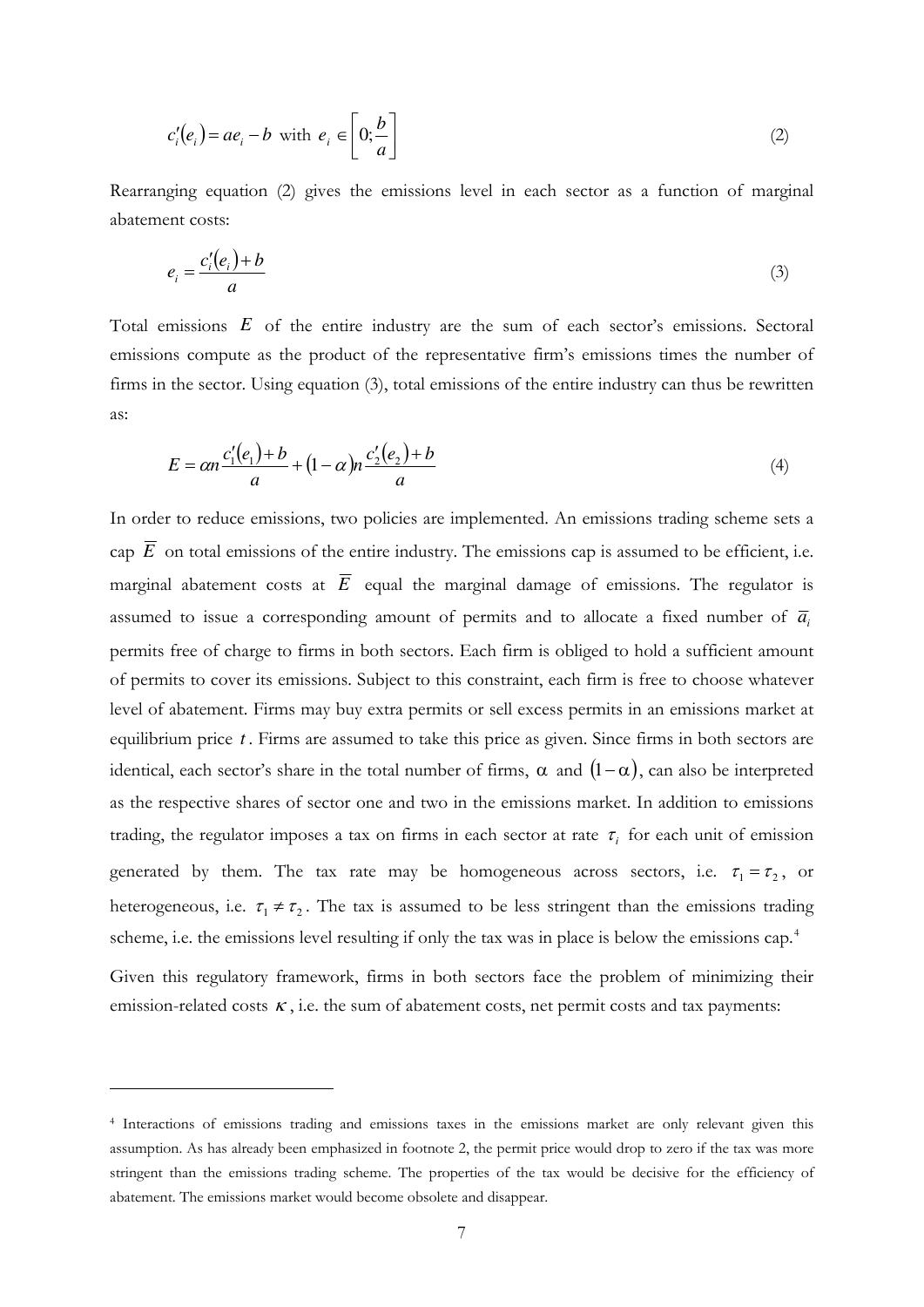$$c_i'(e_i) = ae_i - b \text{ with } e_i \in \left[0; \frac{b}{a}\right] \tag{2}$$

Rearranging equation (2) gives the emissions level in each sector as a function of marginal abatement costs:

$$e_i = \frac{c_i'(e_i) + b}{a} \tag{3}$$

Total emissions $E$ of the entire industry are the sum of each sector's emissions. Sectoral emissions compute as the product of the representative firm's emissions times the number of firms in the sector. Using equation (3), total emissions of the entire industry can thus be rewritten as:

$$E = \alpha n \frac{c_1'(e_1) + b}{a} + (1 - \alpha) n \frac{c_2'(e_2) + b}{a} \tag{4}$$

In order to reduce emissions, two policies are implemented. An emissions trading scheme sets a cap $\overline{E}$ on total emissions of the entire industry. The emissions cap is assumed to be efficient, i.e. marginal abatement costs at $\overline{E}$ equal the marginal damage of emissions. The regulator is assumed to issue a corresponding amount of permits and to allocate a fixed number of $\overline{a}_i$ permits free of charge to firms in both sectors. Each firm is obliged to hold a sufficient amount of permits to cover its emissions. Subject to this constraint, each firm is free to choose whatever level of abatement. Firms may buy extra permits or sell excess permits in an emissions market at equilibrium price $t$. Firms are assumed to take this price as given. Since firms in both sectors are identical, each sector's share in the total number of firms, $\alpha$ and $(1-\alpha)$, can also be interpreted as the respective shares of sector one and two in the emissions market. In addition to emissions trading, the regulator imposes a tax on firms in each sector at rate $\tau_i$ for each unit of emission generated by them. The tax rate may be homogeneous across sectors, i.e. $\tau_1 = \tau_2$, or heterogeneous, i.e. $\tau_1 \neq \tau_2$. The tax is assumed to be less stringent than the emissions trading scheme, i.e. the emissions level resulting if only the tax was in place is below the emissions cap.[4]

Given this regulatory framework, firms in both sectors face the problem of minimizing their emission-related costs $\kappa$, i.e. the sum of abatement costs, net permit costs and tax payments:

---

[4] Interactions of emissions trading and emissions taxes in the emissions market are only relevant given this assumption. As has already been emphasized in footnote 2, the permit price would drop to zero if the tax was more stringent than the emissions trading scheme. The properties of the tax would be decisive for the efficiency of abatement. The emissions market would become obsolete and disappear.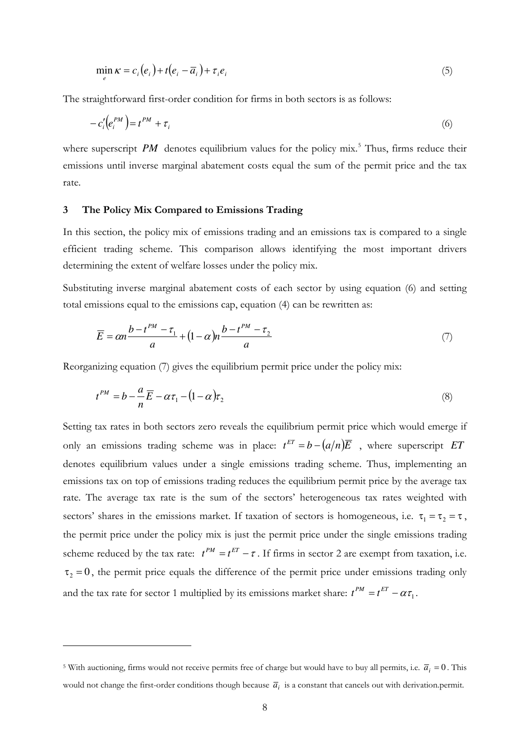$$\min_{e} \kappa = c_i(e_i) + t(e_i - \overline{a}_i) + \tau_i e_i \tag{5}$$

The straightforward first-order condition for firms in both sectors is as follows:

$$-c_i'(e_i^{PM}) = t^{PM} + \tau_i \tag{6}$$

where superscript $PM$ denotes equilibrium values for the policy mix.[5] Thus, firms reduce their emissions until inverse marginal abatement costs equal the sum of the permit price and the tax rate.

## 3 The Policy Mix Compared to Emissions Trading

In this section, the policy mix of emissions trading and an emissions tax is compared to a single efficient trading scheme. This comparison allows identifying the most important drivers determining the extent of welfare losses under the policy mix.

Substituting inverse marginal abatement costs of each sector by using equation (6) and setting total emissions equal to the emissions cap, equation (4) can be rewritten as:

$$\overline{E} = \alpha n \frac{b - t^{PM} - \tau_1}{a} + (1-\alpha) n \frac{b - t^{PM} - \tau_2}{a} \tag{7}$$

Reorganizing equation (7) gives the equilibrium permit price under the policy mix:

$$t^{PM} = b - \frac{a}{n}\overline{E} - \alpha\tau_1 - (1-\alpha)\tau_2 \tag{8}$$

Setting tax rates in both sectors zero reveals the equilibrium permit price which would emerge if only an emissions trading scheme was in place: $t^{ET} = b - (a/n)\overline{E}$ , where superscript $ET$ denotes equilibrium values under a single emissions trading scheme. Thus, implementing an emissions tax on top of emissions trading reduces the equilibrium permit price by the average tax rate. The average tax rate is the sum of the sectors' heterogeneous tax rates weighted with sectors' shares in the emissions market. If taxation of sectors is homogeneous, i.e. $\tau_1 = \tau_2 = \tau$, the permit price under the policy mix is just the permit price under the single emissions trading scheme reduced by the tax rate: $t^{PM} = t^{ET} - \tau$. If firms in sector 2 are exempt from taxation, i.e. $\tau_2 = 0$, the permit price equals the difference of the permit price under emissions trading only and the tax rate for sector 1 multiplied by its emissions market share: $t^{PM} = t^{ET} - \alpha\tau_1$.

[5] With auctioning, firms would not receive permits free of charge but would have to buy all permits, i.e. $\overline{a}_i = 0$. This would not change the first-order conditions though because $\overline{a}_i$ is a constant that cancels out with derivation.permit.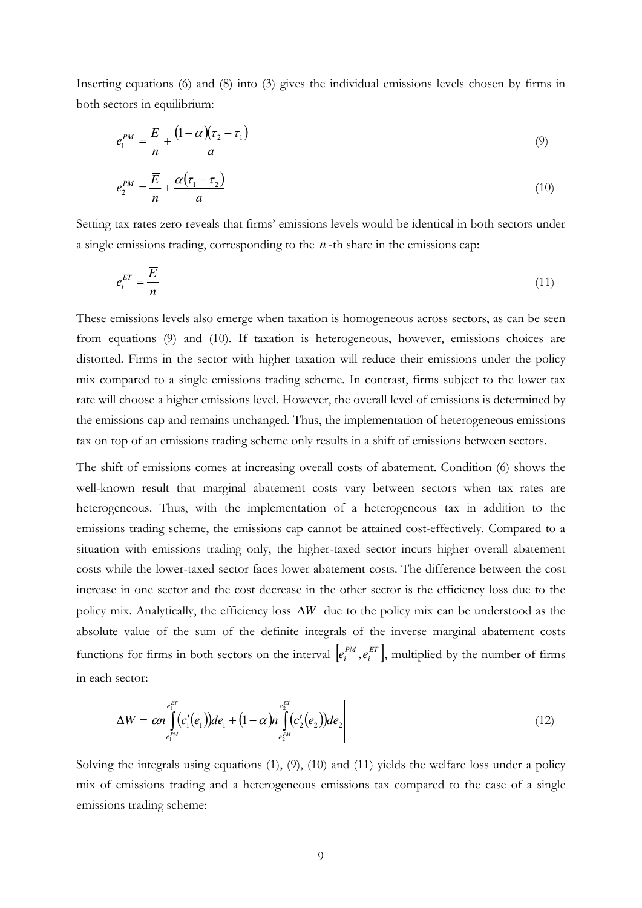Inserting equations (6) and (8) into (3) gives the individual emissions levels chosen by firms in both sectors in equilibrium:

$$e_1^{PM} = \frac{\overline{E}}{n} + \frac{(1-\alpha)(\tau_2 - \tau_1)}{a} \tag{9}$$

$$e_2^{PM} = \frac{\overline{E}}{n} + \frac{\alpha(\tau_1 - \tau_2)}{a} \tag{10}$$

Setting tax rates zero reveals that firms' emissions levels would be identical in both sectors under a single emissions trading, corresponding to the $n$-th share in the emissions cap:

$$e_i^{ET} = \frac{\overline{E}}{n} \tag{11}$$

These emissions levels also emerge when taxation is homogeneous across sectors, as can be seen from equations (9) and (10). If taxation is heterogeneous, however, emissions choices are distorted. Firms in the sector with higher taxation will reduce their emissions under the policy mix compared to a single emissions trading scheme. In contrast, firms subject to the lower tax rate will choose a higher emissions level. However, the overall level of emissions is determined by the emissions cap and remains unchanged. Thus, the implementation of heterogeneous emissions tax on top of an emissions trading scheme only results in a shift of emissions between sectors.

The shift of emissions comes at increasing overall costs of abatement. Condition (6) shows the well-known result that marginal abatement costs vary between sectors when tax rates are heterogeneous. Thus, with the implementation of a heterogeneous tax in addition to the emissions trading scheme, the emissions cap cannot be attained cost-effectively. Compared to a situation with emissions trading only, the higher-taxed sector incurs higher overall abatement costs while the lower-taxed sector faces lower abatement costs. The difference between the cost increase in one sector and the cost decrease in the other sector is the efficiency loss due to the policy mix. Analytically, the efficiency loss $\Delta W$ due to the policy mix can be understood as the absolute value of the sum of the definite integrals of the inverse marginal abatement costs functions for firms in both sectors on the interval $\left[e_i^{PM}, e_i^{ET}\right]$, multiplied by the number of firms in each sector:

$$\Delta W = \left| \alpha n \int_{e_1^{PM}}^{e_1^{ET}} \left(c_1'(e_1)\right) de_1 + (1-\alpha) n \int_{e_2^{PM}}^{e_2^{ET}} \left(c_2'(e_2)\right) de_2 \right| \tag{12}$$

Solving the integrals using equations (1), (9), (10) and (11) yields the welfare loss under a policy mix of emissions trading and a heterogeneous emissions tax compared to the case of a single emissions trading scheme: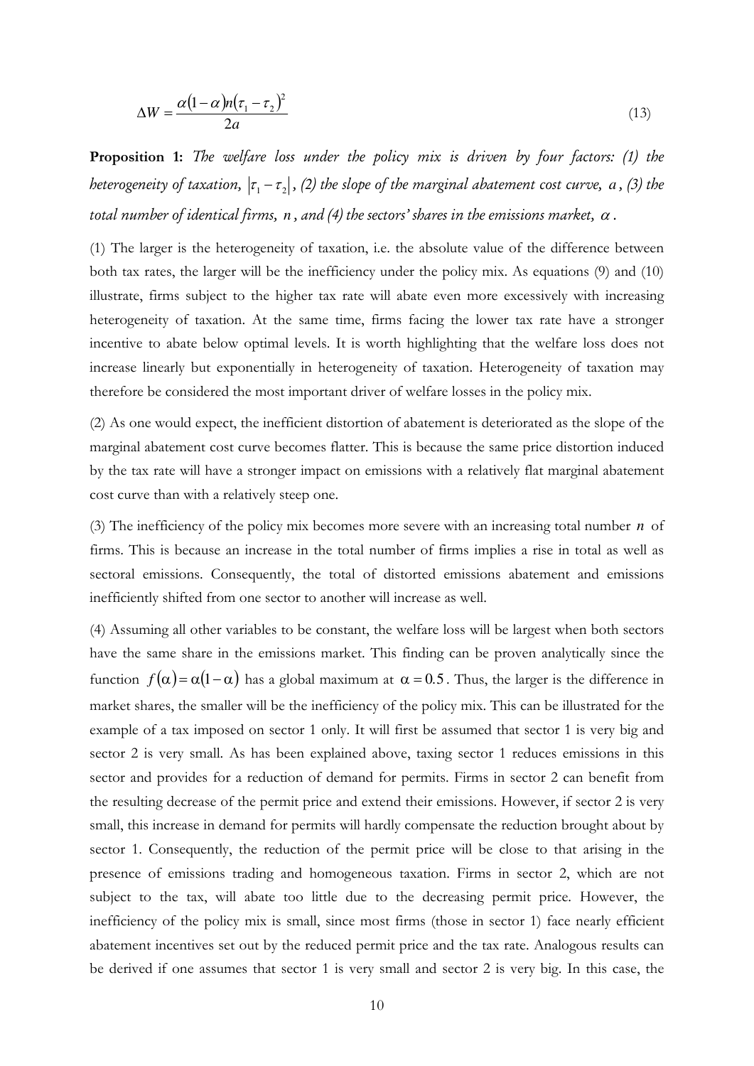$$\Delta W = \frac{\alpha(1-\alpha)n(\tau_1 - \tau_2)^2}{2a} \tag{13}$$

**Proposition 1:** *The welfare loss under the policy mix is driven by four factors: (1) the heterogeneity of taxation, $|\tau_1 - \tau_2|$, (2) the slope of the marginal abatement cost curve, $a$, (3) the total number of identical firms, $n$, and (4) the sectors' shares in the emissions market, $\alpha$.*

(1) The larger is the heterogeneity of taxation, i.e. the absolute value of the difference between both tax rates, the larger will be the inefficiency under the policy mix. As equations (9) and (10) illustrate, firms subject to the higher tax rate will abate even more excessively with increasing heterogeneity of taxation. At the same time, firms facing the lower tax rate have a stronger incentive to abate below optimal levels. It is worth highlighting that the welfare loss does not increase linearly but exponentially in heterogeneity of taxation. Heterogeneity of taxation may therefore be considered the most important driver of welfare losses in the policy mix.

(2) As one would expect, the inefficient distortion of abatement is deteriorated as the slope of the marginal abatement cost curve becomes flatter. This is because the same price distortion induced by the tax rate will have a stronger impact on emissions with a relatively flat marginal abatement cost curve than with a relatively steep one.

(3) The inefficiency of the policy mix becomes more severe with an increasing total number $n$ of firms. This is because an increase in the total number of firms implies a rise in total as well as sectoral emissions. Consequently, the total of distorted emissions abatement and emissions inefficiently shifted from one sector to another will increase as well.

(4) Assuming all other variables to be constant, the welfare loss will be largest when both sectors have the same share in the emissions market. This finding can be proven analytically since the function $f(\alpha) = \alpha(1-\alpha)$ has a global maximum at $\alpha = 0.5$. Thus, the larger is the difference in market shares, the smaller will be the inefficiency of the policy mix. This can be illustrated for the example of a tax imposed on sector 1 only. It will first be assumed that sector 1 is very big and sector 2 is very small. As has been explained above, taxing sector 1 reduces emissions in this sector and provides for a reduction of demand for permits. Firms in sector 2 can benefit from the resulting decrease of the permit price and extend their emissions. However, if sector 2 is very small, this increase in demand for permits will hardly compensate the reduction brought about by sector 1. Consequently, the reduction of the permit price will be close to that arising in the presence of emissions trading and homogeneous taxation. Firms in sector 2, which are not subject to the tax, will abate too little due to the decreasing permit price. However, the inefficiency of the policy mix is small, since most firms (those in sector 1) face nearly efficient abatement incentives set out by the reduced permit price and the tax rate. Analogous results can be derived if one assumes that sector 1 is very small and sector 2 is very big. In this case, the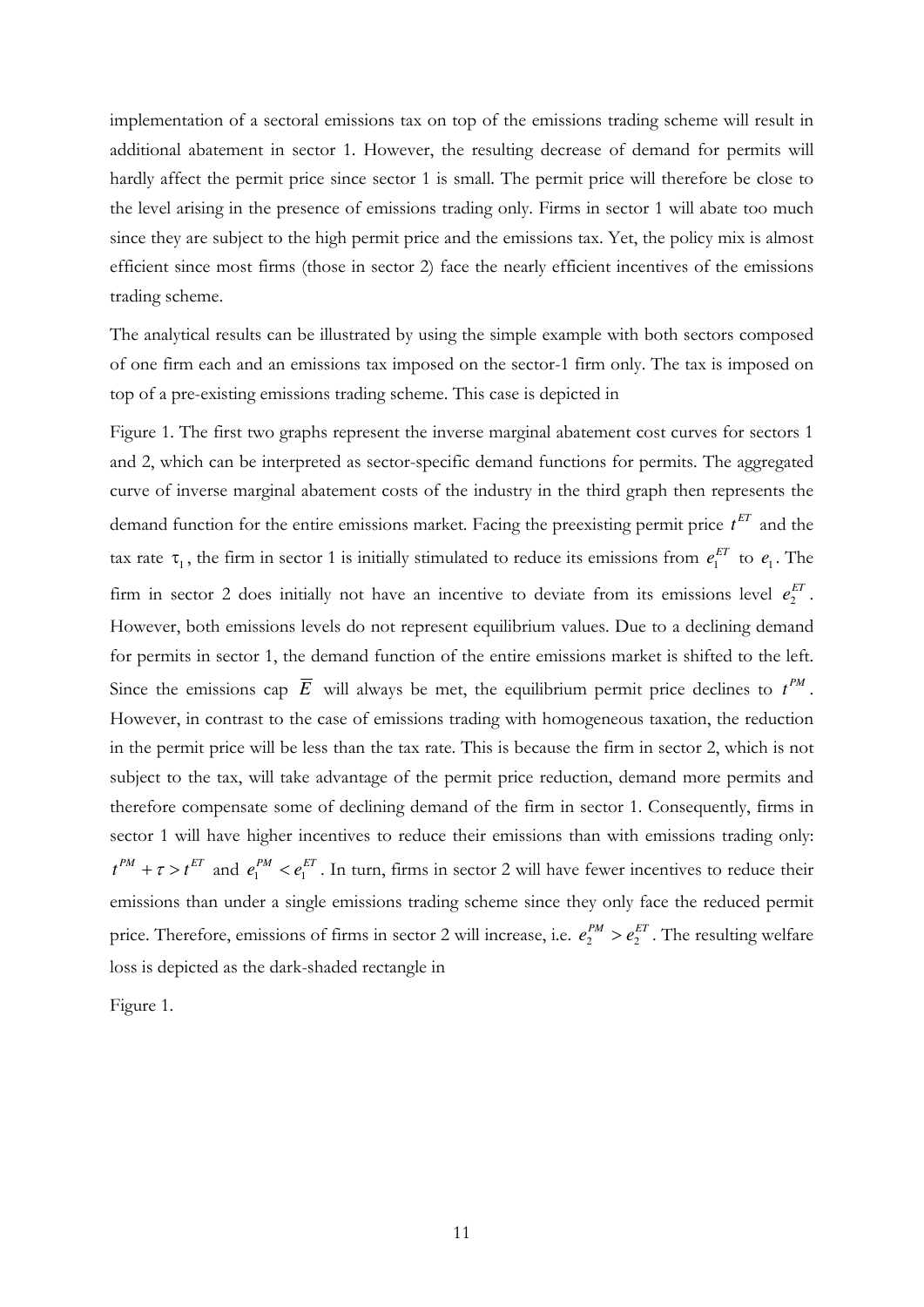implementation of a sectoral emissions tax on top of the emissions trading scheme will result in additional abatement in sector 1. However, the resulting decrease of demand for permits will hardly affect the permit price since sector 1 is small. The permit price will therefore be close to the level arising in the presence of emissions trading only. Firms in sector 1 will abate too much since they are subject to the high permit price and the emissions tax. Yet, the policy mix is almost efficient since most firms (those in sector 2) face the nearly efficient incentives of the emissions trading scheme.

The analytical results can be illustrated by using the simple example with both sectors composed of one firm each and an emissions tax imposed on the sector-1 firm only. The tax is imposed on top of a pre-existing emissions trading scheme. This case is depicted in

Figure 1. The first two graphs represent the inverse marginal abatement cost curves for sectors 1 and 2, which can be interpreted as sector-specific demand functions for permits. The aggregated curve of inverse marginal abatement costs of the industry in the third graph then represents the demand function for the entire emissions market. Facing the preexisting permit price $t^{ET}$ and the tax rate $\tau_1$, the firm in sector 1 is initially stimulated to reduce its emissions from $e_1^{ET}$ to $e_1$. The firm in sector 2 does initially not have an incentive to deviate from its emissions level $e_2^{ET}$. However, both emissions levels do not represent equilibrium values. Due to a declining demand for permits in sector 1, the demand function of the entire emissions market is shifted to the left. Since the emissions cap $\overline{E}$ will always be met, the equilibrium permit price declines to $t^{PM}$. However, in contrast to the case of emissions trading with homogeneous taxation, the reduction in the permit price will be less than the tax rate. This is because the firm in sector 2, which is not subject to the tax, will take advantage of the permit price reduction, demand more permits and therefore compensate some of declining demand of the firm in sector 1. Consequently, firms in sector 1 will have higher incentives to reduce their emissions than with emissions trading only: $t^{PM} + \tau > t^{ET}$ and $e_1^{PM} < e_1^{ET}$. In turn, firms in sector 2 will have fewer incentives to reduce their emissions than under a single emissions trading scheme since they only face the reduced permit price. Therefore, emissions of firms in sector 2 will increase, i.e. $e_2^{PM} > e_2^{ET}$. The resulting welfare loss is depicted as the dark-shaded rectangle in

Figure 1.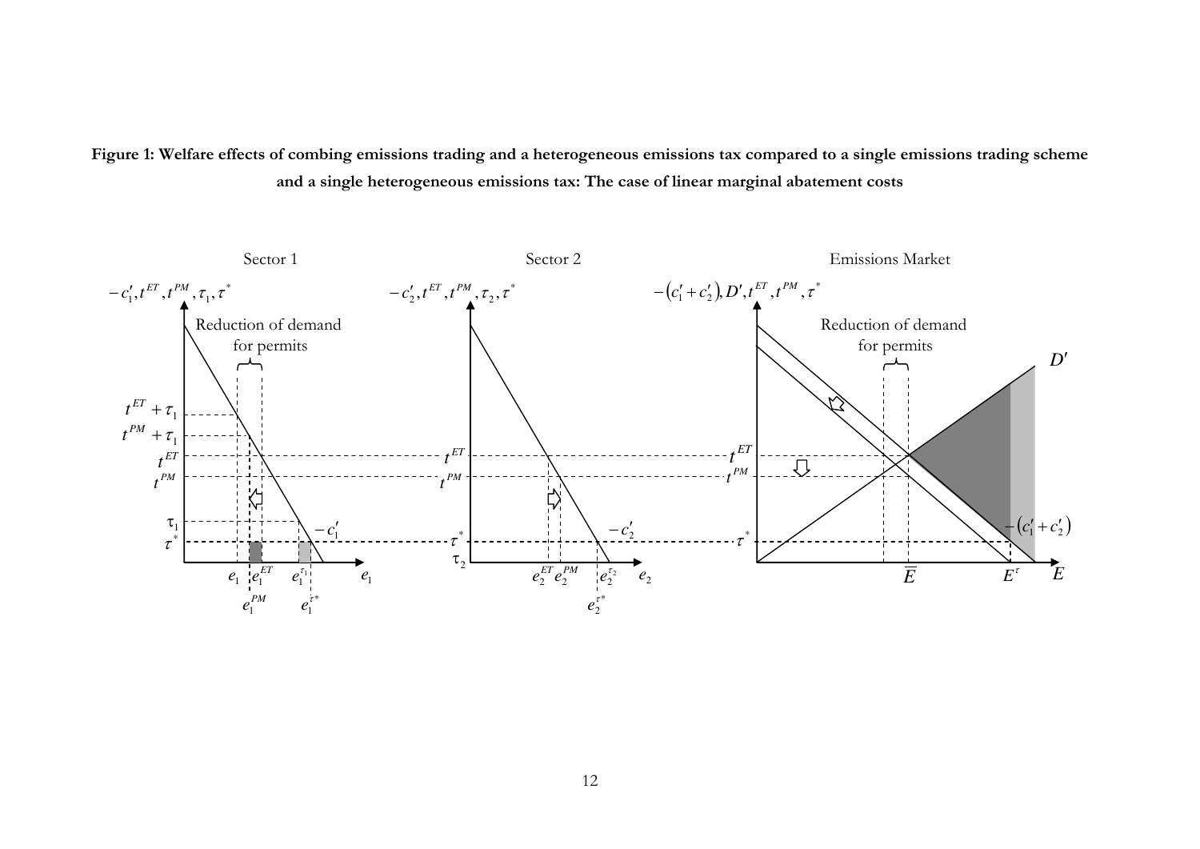**Figure 1: Welfare effects of combing emissions trading and a heterogeneous emissions tax compared to a single emissions trading scheme and a single heterogeneous emissions tax: The case of linear marginal abatement costs**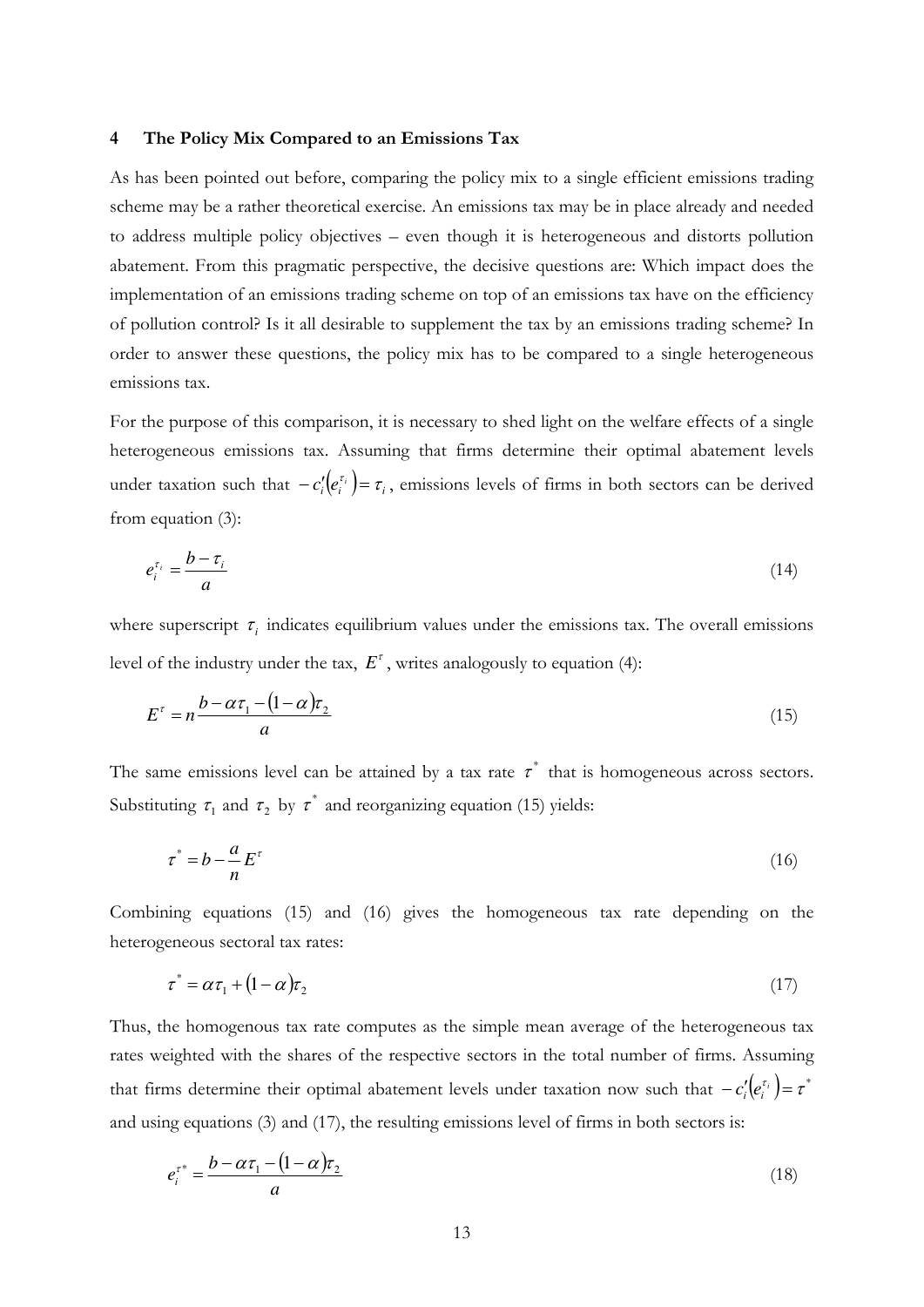## 4 The Policy Mix Compared to an Emissions Tax

As has been pointed out before, comparing the policy mix to a single efficient emissions trading scheme may be a rather theoretical exercise. An emissions tax may be in place already and needed to address multiple policy objectives – even though it is heterogeneous and distorts pollution abatement. From this pragmatic perspective, the decisive questions are: Which impact does the implementation of an emissions trading scheme on top of an emissions tax have on the efficiency of pollution control? Is it all desirable to supplement the tax by an emissions trading scheme? In order to answer these questions, the policy mix has to be compared to a single heterogeneous emissions tax.

For the purpose of this comparison, it is necessary to shed light on the welfare effects of a single heterogeneous emissions tax. Assuming that firms determine their optimal abatement levels under taxation such that $-c_i'\left(e_i^{\tau_i}\right)=\tau_i$, emissions levels of firms in both sectors can be derived from equation (3):

$$e_i^{\tau_i}=\frac{b-\tau_i}{a} \tag{14}$$

where superscript $\tau_i$ indicates equilibrium values under the emissions tax. The overall emissions level of the industry under the tax, $E^{\tau}$, writes analogously to equation (4):

$$E^{\tau}=n\frac{b-\alpha\tau_1-(1-\alpha)\tau_2}{a} \tag{15}$$

The same emissions level can be attained by a tax rate $\tau^*$ that is homogeneous across sectors. Substituting $\tau_1$ and $\tau_2$ by $\tau^*$ and reorganizing equation (15) yields:

$$\tau^*=b-\frac{a}{n}E^{\tau} \tag{16}$$

Combining equations (15) and (16) gives the homogeneous tax rate depending on the heterogeneous sectoral tax rates:

$$\tau^*=\alpha\tau_1+(1-\alpha)\tau_2 \tag{17}$$

Thus, the homogenous tax rate computes as the simple mean average of the heterogeneous tax rates weighted with the shares of the respective sectors in the total number of firms. Assuming that firms determine their optimal abatement levels under taxation now such that $-c_i'\left(e_i^{\tau_i}\right)=\tau^*$ and using equations (3) and (17), the resulting emissions level of firms in both sectors is:

$$e_i^{\tau^*}=\frac{b-\alpha\tau_1-(1-\alpha)\tau_2}{a} \tag{18}$$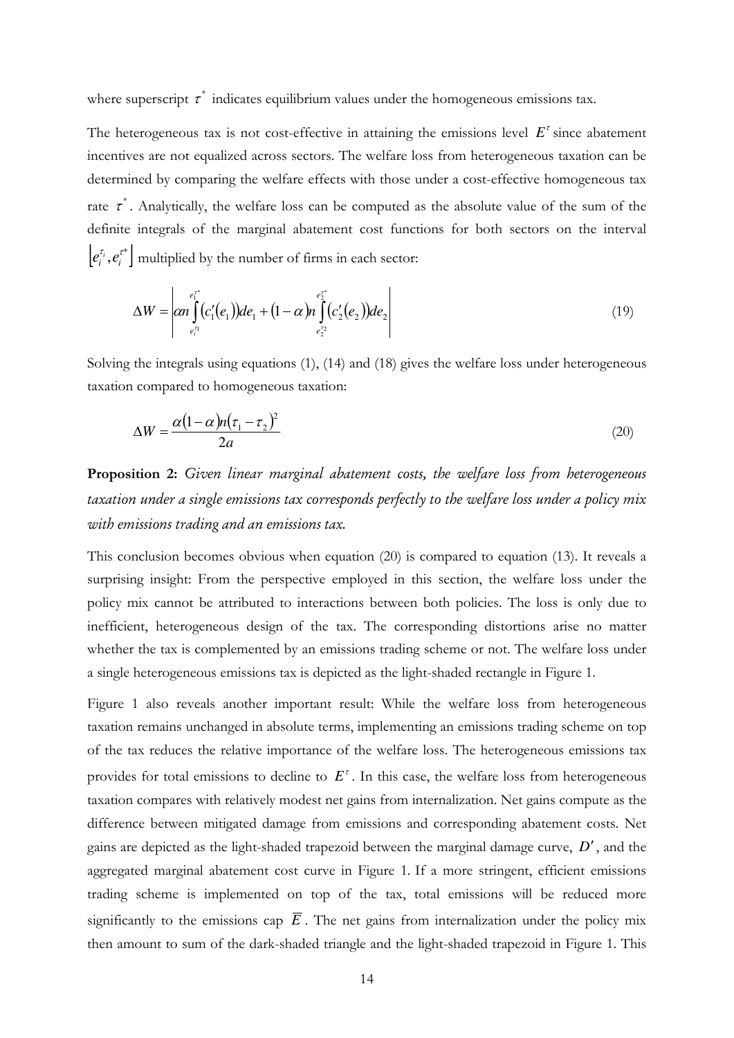where superscript $\tau^*$ indicates equilibrium values under the homogeneous emissions tax.

The heterogeneous tax is not cost-effective in attaining the emissions level $E^\tau$ since abatement incentives are not equalized across sectors. The welfare loss from heterogeneous taxation can be determined by comparing the welfare effects with those under a cost-effective homogeneous tax rate $\tau^*$. Analytically, the welfare loss can be computed as the absolute value of the sum of the definite integrals of the marginal abatement cost functions for both sectors on the interval $\left[e_i^{\tau_i}, e_i^{\tau^*}\right]$ multiplied by the number of firms in each sector:

$$\Delta W = \left| \alpha n \int_{e_i^{\tau_1}}^{e_1^{\tau^*}} \left(c_1'(e_1)\right) de_1 + (1-\alpha) n \int_{e_2^{\tau_2}}^{e_2^{\tau^*}} \left(c_2'(e_2)\right) de_2 \right| \tag{19}$$

Solving the integrals using equations (1), (14) and (18) gives the welfare loss under heterogeneous taxation compared to homogeneous taxation:

$$\Delta W = \frac{\alpha(1-\alpha) n (\tau_1 - \tau_2)^2}{2a} \tag{20}$$

**Proposition 2:** *Given linear marginal abatement costs, the welfare loss from heterogeneous taxation under a single emissions tax corresponds perfectly to the welfare loss under a policy mix with emissions trading and an emissions tax.*

This conclusion becomes obvious when equation (20) is compared to equation (13). It reveals a surprising insight: From the perspective employed in this section, the welfare loss under the policy mix cannot be attributed to interactions between both policies. The loss is only due to inefficient, heterogeneous design of the tax. The corresponding distortions arise no matter whether the tax is complemented by an emissions trading scheme or not. The welfare loss under a single heterogeneous emissions tax is depicted as the light-shaded rectangle in Figure 1.

Figure 1 also reveals another important result: While the welfare loss from heterogeneous taxation remains unchanged in absolute terms, implementing an emissions trading scheme on top of the tax reduces the relative importance of the welfare loss. The heterogeneous emissions tax provides for total emissions to decline to $E^\tau$. In this case, the welfare loss from heterogeneous taxation compares with relatively modest net gains from internalization. Net gains compute as the difference between mitigated damage from emissions and corresponding abatement costs. Net gains are depicted as the light-shaded trapezoid between the marginal damage curve, $D'$, and the aggregated marginal abatement cost curve in Figure 1. If a more stringent, efficient emissions trading scheme is implemented on top of the tax, total emissions will be reduced more significantly to the emissions cap $\overline{E}$. The net gains from internalization under the policy mix then amount to sum of the dark-shaded triangle and the light-shaded trapezoid in Figure 1. This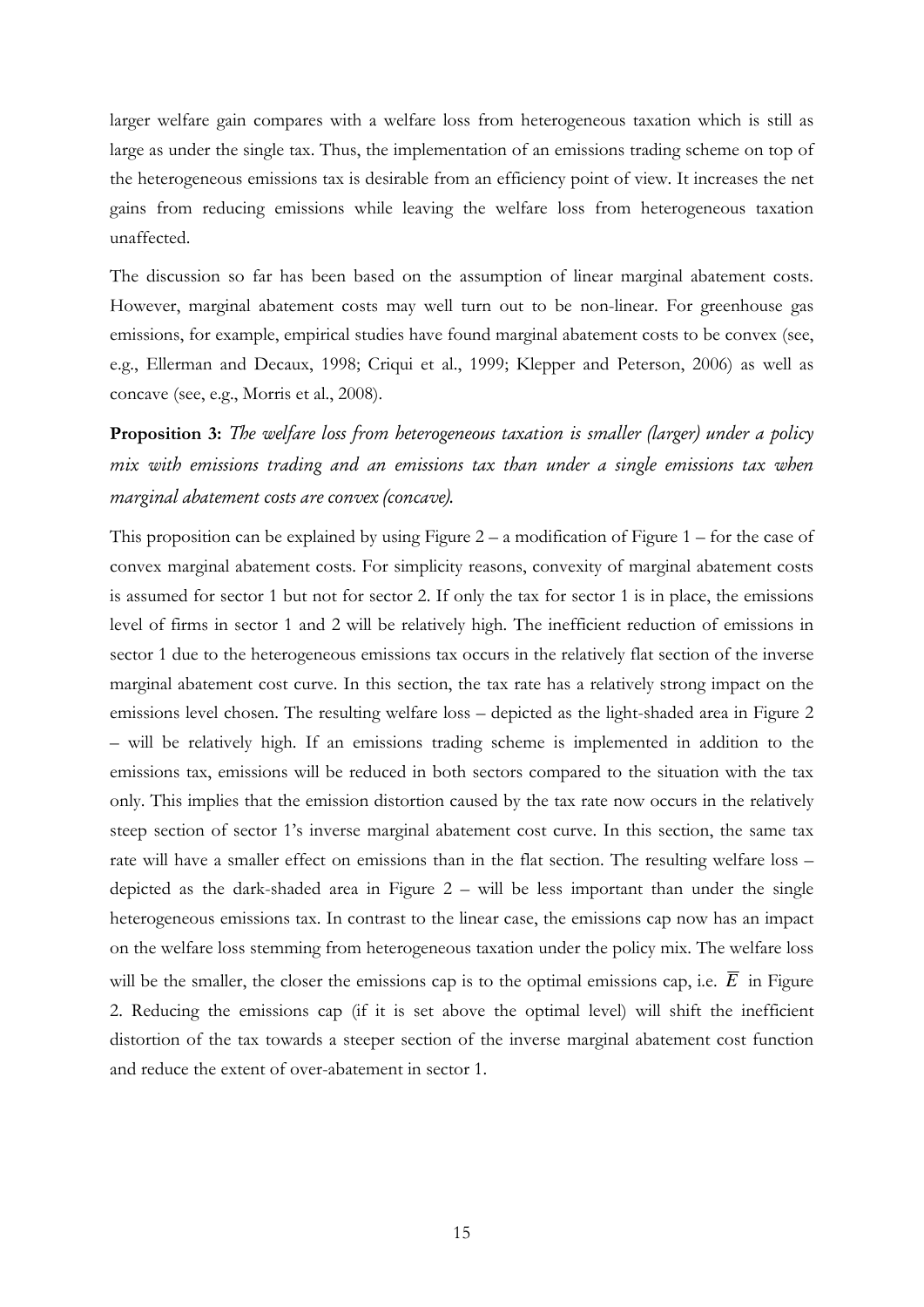larger welfare gain compares with a welfare loss from heterogeneous taxation which is still as large as under the single tax. Thus, the implementation of an emissions trading scheme on top of the heterogeneous emissions tax is desirable from an efficiency point of view. It increases the net gains from reducing emissions while leaving the welfare loss from heterogeneous taxation unaffected.

The discussion so far has been based on the assumption of linear marginal abatement costs. However, marginal abatement costs may well turn out to be non-linear. For greenhouse gas emissions, for example, empirical studies have found marginal abatement costs to be convex (see, e.g., Ellerman and Decaux, 1998; Criqui et al., 1999; Klepper and Peterson, 2006) as well as concave (see, e.g., Morris et al., 2008).

**Proposition 3:** *The welfare loss from heterogeneous taxation is smaller (larger) under a policy mix with emissions trading and an emissions tax than under a single emissions tax when marginal abatement costs are convex (concave).*

This proposition can be explained by using Figure 2 – a modification of Figure 1 – for the case of convex marginal abatement costs. For simplicity reasons, convexity of marginal abatement costs is assumed for sector 1 but not for sector 2. If only the tax for sector 1 is in place, the emissions level of firms in sector 1 and 2 will be relatively high. The inefficient reduction of emissions in sector 1 due to the heterogeneous emissions tax occurs in the relatively flat section of the inverse marginal abatement cost curve. In this section, the tax rate has a relatively strong impact on the emissions level chosen. The resulting welfare loss – depicted as the light-shaded area in Figure 2 – will be relatively high. If an emissions trading scheme is implemented in addition to the emissions tax, emissions will be reduced in both sectors compared to the situation with the tax only. This implies that the emission distortion caused by the tax rate now occurs in the relatively steep section of sector 1's inverse marginal abatement cost curve. In this section, the same tax rate will have a smaller effect on emissions than in the flat section. The resulting welfare loss – depicted as the dark-shaded area in Figure 2 – will be less important than under the single heterogeneous emissions tax. In contrast to the linear case, the emissions cap now has an impact on the welfare loss stemming from heterogeneous taxation under the policy mix. The welfare loss will be the smaller, the closer the emissions cap is to the optimal emissions cap, i.e. $\overline{E}$ in Figure 2. Reducing the emissions cap (if it is set above the optimal level) will shift the inefficient distortion of the tax towards a steeper section of the inverse marginal abatement cost function and reduce the extent of over-abatement in sector 1.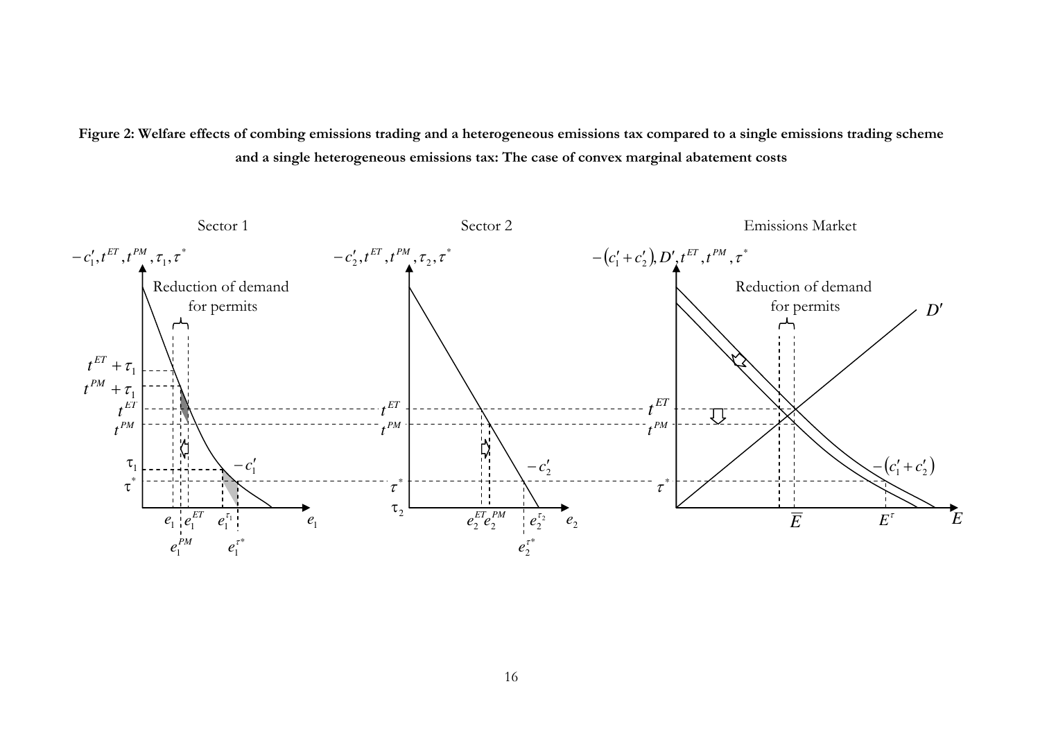**Figure 2: Welfare effects of combing emissions trading and a heterogeneous emissions tax compared to a single emissions trading scheme and a single heterogeneous emissions tax: The case of convex marginal abatement costs**

Sector 1

$-c_1', t^{ET}, t^{PM}, \tau_1, \tau^*$

Reduction of demand for permits

$t^{ET} + \tau_1$

$t^{PM} + \tau_1$

$t^{ET}$

$t^{PM}$

$\tau_1$

$\tau^*$

$-c_1'$

$e_1$ $e_1^{ET}$ $e_1^{\tau_1}$ $e_1$

$e_1^{PM}$ $e_1^{\tau^*}$

Sector 2

$-c_2', t^{ET}, t^{PM}, \tau_2, \tau^*$

$t^{ET}$

$t^{PM}$

$\tau^*$

$\tau_2$

$-c_2'$

$e_2^{ET}$ $e_2^{PM}$ $e_2^{\tau_2}$ $e_2$

$e_2^{\tau^*}$

Emissions Market

$-(c_1' + c_2'), D', t^{ET}, t^{PM}, \tau^*$

Reduction of demand for permits

$D'$

$t^{ET}$

$t^{PM}$

$\tau^*$

$-(c_1' + c_2')$

$\overline{E}$ $E^{\tau}$ $E$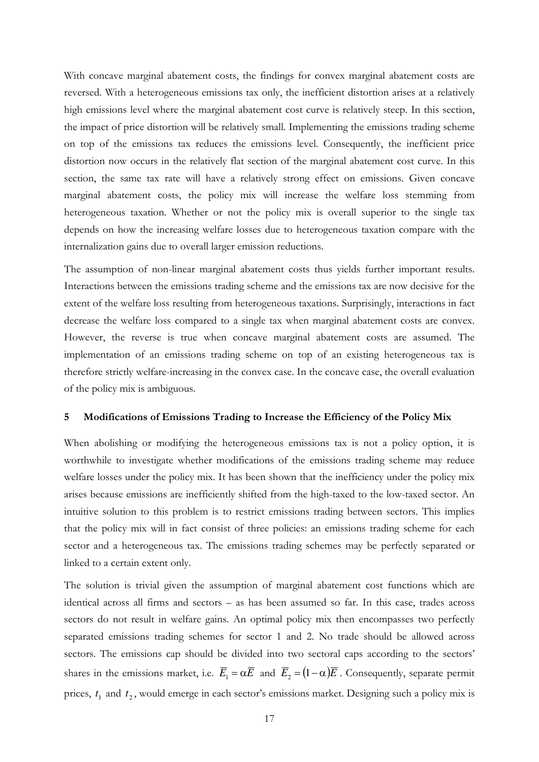With concave marginal abatement costs, the findings for convex marginal abatement costs are reversed. With a heterogeneous emissions tax only, the inefficient distortion arises at a relatively high emissions level where the marginal abatement cost curve is relatively steep. In this section, the impact of price distortion will be relatively small. Implementing the emissions trading scheme on top of the emissions tax reduces the emissions level. Consequently, the inefficient price distortion now occurs in the relatively flat section of the marginal abatement cost curve. In this section, the same tax rate will have a relatively strong effect on emissions. Given concave marginal abatement costs, the policy mix will increase the welfare loss stemming from heterogeneous taxation. Whether or not the policy mix is overall superior to the single tax depends on how the increasing welfare losses due to heterogeneous taxation compare with the internalization gains due to overall larger emission reductions.

The assumption of non-linear marginal abatement costs thus yields further important results. Interactions between the emissions trading scheme and the emissions tax are now decisive for the extent of the welfare loss resulting from heterogeneous taxations. Surprisingly, interactions in fact decrease the welfare loss compared to a single tax when marginal abatement costs are convex. However, the reverse is true when concave marginal abatement costs are assumed. The implementation of an emissions trading scheme on top of an existing heterogeneous tax is therefore strictly welfare-increasing in the convex case. In the concave case, the overall evaluation of the policy mix is ambiguous.

## 5 Modifications of Emissions Trading to Increase the Efficiency of the Policy Mix

When abolishing or modifying the heterogeneous emissions tax is not a policy option, it is worthwhile to investigate whether modifications of the emissions trading scheme may reduce welfare losses under the policy mix. It has been shown that the inefficiency under the policy mix arises because emissions are inefficiently shifted from the high-taxed to the low-taxed sector. An intuitive solution to this problem is to restrict emissions trading between sectors. This implies that the policy mix will in fact consist of three policies: an emissions trading scheme for each sector and a heterogeneous tax. The emissions trading schemes may be perfectly separated or linked to a certain extent only.

The solution is trivial given the assumption of marginal abatement cost functions which are identical across all firms and sectors – as has been assumed so far. In this case, trades across sectors do not result in welfare gains. An optimal policy mix then encompasses two perfectly separated emissions trading schemes for sector 1 and 2. No trade should be allowed across sectors. The emissions cap should be divided into two sectoral caps according to the sectors' shares in the emissions market, i.e. $\overline{E}_1 = \alpha\overline{E}$ and $\overline{E}_2 = (1-\alpha)\overline{E}$. Consequently, separate permit prices, $t_1$ and $t_2$, would emerge in each sector's emissions market. Designing such a policy mix is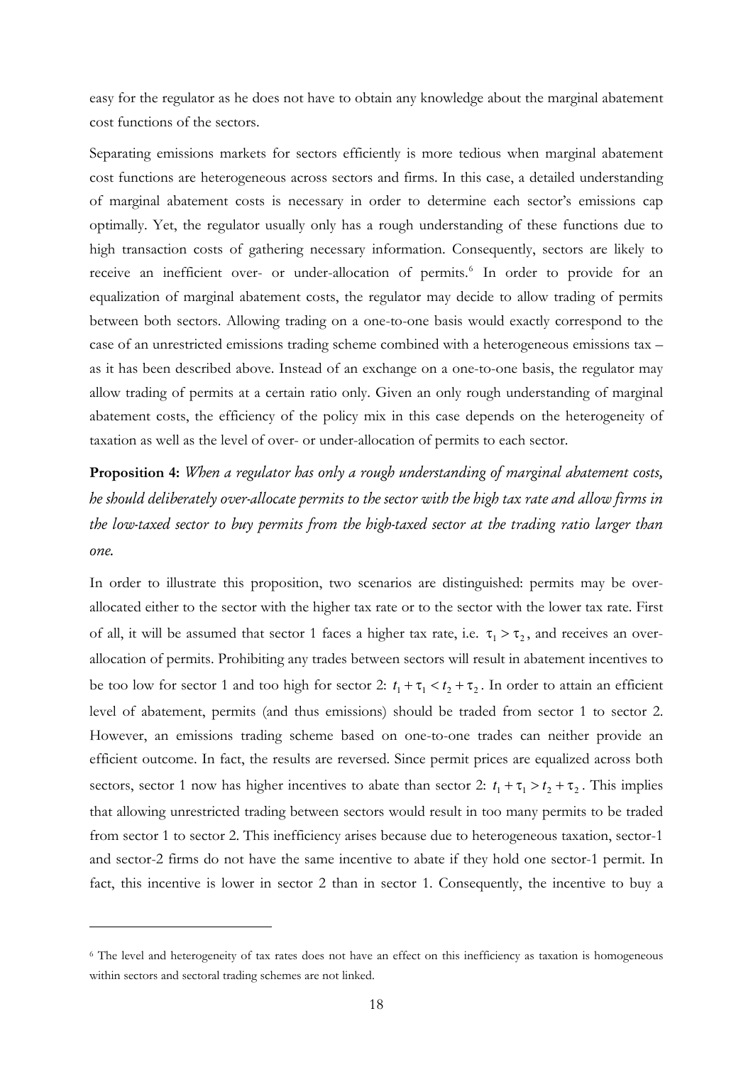easy for the regulator as he does not have to obtain any knowledge about the marginal abatement cost functions of the sectors.

Separating emissions markets for sectors efficiently is more tedious when marginal abatement cost functions are heterogeneous across sectors and firms. In this case, a detailed understanding of marginal abatement costs is necessary in order to determine each sector's emissions cap optimally. Yet, the regulator usually only has a rough understanding of these functions due to high transaction costs of gathering necessary information. Consequently, sectors are likely to receive an inefficient over- or under-allocation of permits.[6] In order to provide for an equalization of marginal abatement costs, the regulator may decide to allow trading of permits between both sectors. Allowing trading on a one-to-one basis would exactly correspond to the case of an unrestricted emissions trading scheme combined with a heterogeneous emissions tax – as it has been described above. Instead of an exchange on a one-to-one basis, the regulator may allow trading of permits at a certain ratio only. Given an only rough understanding of marginal abatement costs, the efficiency of the policy mix in this case depends on the heterogeneity of taxation as well as the level of over- or under-allocation of permits to each sector.

**Proposition 4:** *When a regulator has only a rough understanding of marginal abatement costs, he should deliberately over-allocate permits to the sector with the high tax rate and allow firms in the low-taxed sector to buy permits from the high-taxed sector at the trading ratio larger than one.*

In order to illustrate this proposition, two scenarios are distinguished: permits may be over-allocated either to the sector with the higher tax rate or to the sector with the lower tax rate. First of all, it will be assumed that sector 1 faces a higher tax rate, i.e. $\tau_1 > \tau_2$, and receives an over-allocation of permits. Prohibiting any trades between sectors will result in abatement incentives to be too low for sector 1 and too high for sector 2: $t_1 + \tau_1 < t_2 + \tau_2$. In order to attain an efficient level of abatement, permits (and thus emissions) should be traded from sector 1 to sector 2. However, an emissions trading scheme based on one-to-one trades can neither provide an efficient outcome. In fact, the results are reversed. Since permit prices are equalized across both sectors, sector 1 now has higher incentives to abate than sector 2: $t_1 + \tau_1 > t_2 + \tau_2$. This implies that allowing unrestricted trading between sectors would result in too many permits to be traded from sector 1 to sector 2. This inefficiency arises because due to heterogeneous taxation, sector-1 and sector-2 firms do not have the same incentive to abate if they hold one sector-1 permit. In fact, this incentive is lower in sector 2 than in sector 1. Consequently, the incentive to buy a

[6] The level and heterogeneity of tax rates does not have an effect on this inefficiency as taxation is homogeneous within sectors and sectoral trading schemes are not linked.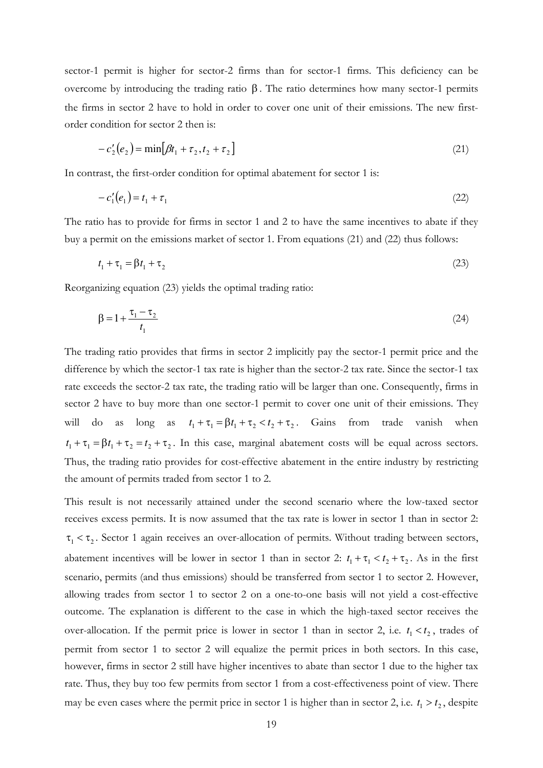sector-1 permit is higher for sector-2 firms than for sector-1 firms. This deficiency can be overcome by introducing the trading ratio $\beta$. The ratio determines how many sector-1 permits the firms in sector 2 have to hold in order to cover one unit of their emissions. The new first-order condition for sector 2 then is:

$$-c_2'(e_2) = \min[\beta t_1 + \tau_2, t_2 + \tau_2] \tag{21}$$

In contrast, the first-order condition for optimal abatement for sector 1 is:

$$-c_1'(e_1) = t_1 + \tau_1 \tag{22}$$

The ratio has to provide for firms in sector 1 and 2 to have the same incentives to abate if they buy a permit on the emissions market of sector 1. From equations (21) and (22) thus follows:

$$t_1 + \tau_1 = \beta t_1 + \tau_2 \tag{23}$$

Reorganizing equation (23) yields the optimal trading ratio:

$$\beta = 1 + \frac{\tau_1 - \tau_2}{t_1} \tag{24}$$

The trading ratio provides that firms in sector 2 implicitly pay the sector-1 permit price and the difference by which the sector-1 tax rate is higher than the sector-2 tax rate. Since the sector-1 tax rate exceeds the sector-2 tax rate, the trading ratio will be larger than one. Consequently, firms in sector 2 have to buy more than one sector-1 permit to cover one unit of their emissions. They will do as long as $t_1 + \tau_1 = \beta t_1 + \tau_2 < t_2 + \tau_2$. Gains from trade vanish when $t_1 + \tau_1 = \beta t_1 + \tau_2 = t_2 + \tau_2$. In this case, marginal abatement costs will be equal across sectors. Thus, the trading ratio provides for cost-effective abatement in the entire industry by restricting the amount of permits traded from sector 1 to 2.

This result is not necessarily attained under the second scenario where the low-taxed sector receives excess permits. It is now assumed that the tax rate is lower in sector 1 than in sector 2: $\tau_1 < \tau_2$. Sector 1 again receives an over-allocation of permits. Without trading between sectors, abatement incentives will be lower in sector 1 than in sector 2: $t_1 + \tau_1 < t_2 + \tau_2$. As in the first scenario, permits (and thus emissions) should be transferred from sector 1 to sector 2. However, allowing trades from sector 1 to sector 2 on a one-to-one basis will not yield a cost-effective outcome. The explanation is different to the case in which the high-taxed sector receives the over-allocation. If the permit price is lower in sector 1 than in sector 2, i.e. $t_1 < t_2$, trades of permit from sector 1 to sector 2 will equalize the permit prices in both sectors. In this case, however, firms in sector 2 still have higher incentives to abate than sector 1 due to the higher tax rate. Thus, they buy too few permits from sector 1 from a cost-effectiveness point of view. There may be even cases where the permit price in sector 1 is higher than in sector 2, i.e. $t_1 > t_2$, despite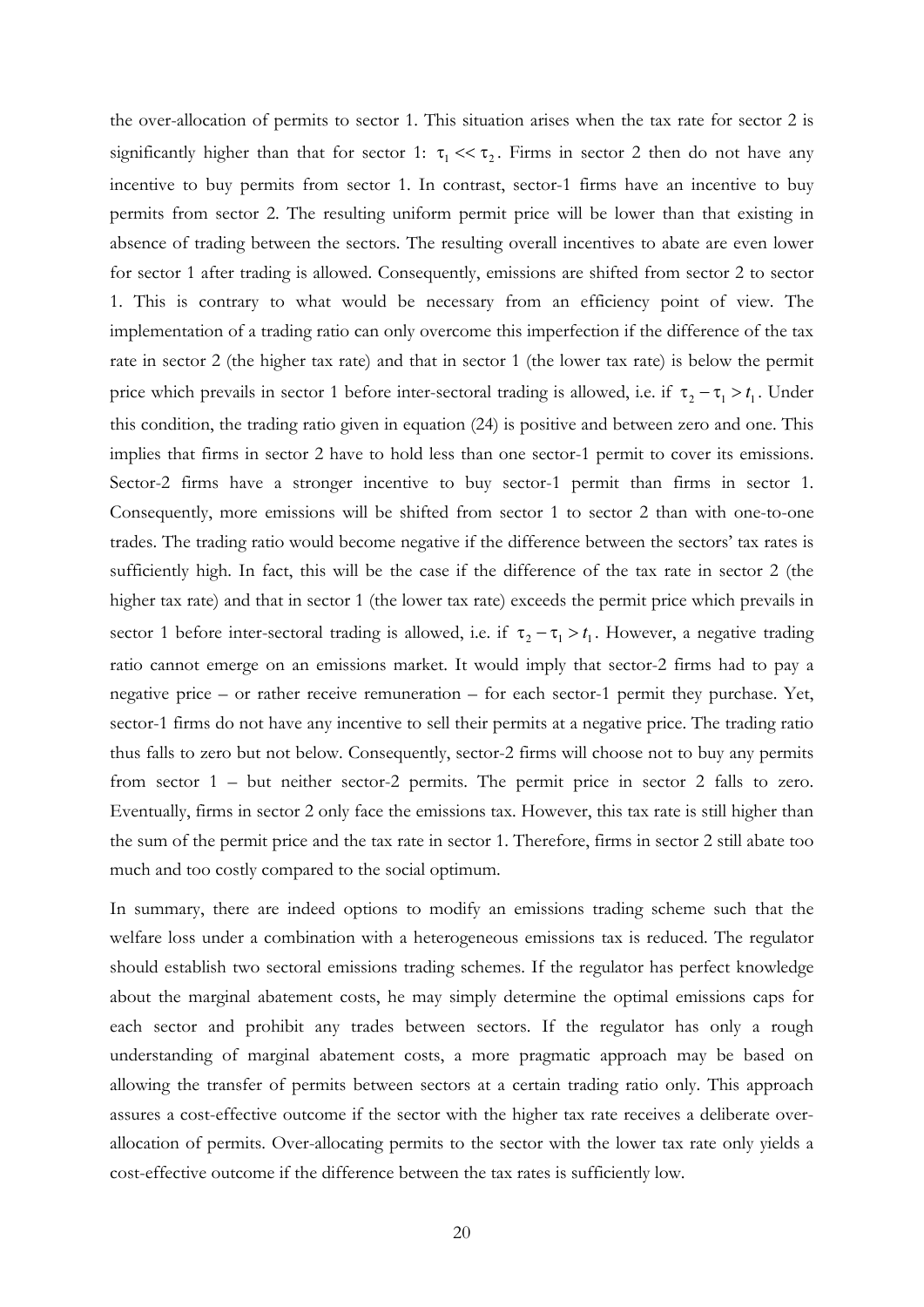the over-allocation of permits to sector 1. This situation arises when the tax rate for sector 2 is significantly higher than that for sector 1: $\tau_1 << \tau_2$. Firms in sector 2 then do not have any incentive to buy permits from sector 1. In contrast, sector-1 firms have an incentive to buy permits from sector 2. The resulting uniform permit price will be lower than that existing in absence of trading between the sectors. The resulting overall incentives to abate are even lower for sector 1 after trading is allowed. Consequently, emissions are shifted from sector 2 to sector 1. This is contrary to what would be necessary from an efficiency point of view. The implementation of a trading ratio can only overcome this imperfection if the difference of the tax rate in sector 2 (the higher tax rate) and that in sector 1 (the lower tax rate) is below the permit price which prevails in sector 1 before inter-sectoral trading is allowed, i.e. if $\tau_2 - \tau_1 > t_1$. Under this condition, the trading ratio given in equation (24) is positive and between zero and one. This implies that firms in sector 2 have to hold less than one sector-1 permit to cover its emissions. Sector-2 firms have a stronger incentive to buy sector-1 permit than firms in sector 1. Consequently, more emissions will be shifted from sector 1 to sector 2 than with one-to-one trades. The trading ratio would become negative if the difference between the sectors' tax rates is sufficiently high. In fact, this will be the case if the difference of the tax rate in sector 2 (the higher tax rate) and that in sector 1 (the lower tax rate) exceeds the permit price which prevails in sector 1 before inter-sectoral trading is allowed, i.e. if $\tau_2 - \tau_1 > t_1$. However, a negative trading ratio cannot emerge on an emissions market. It would imply that sector-2 firms had to pay a negative price – or rather receive remuneration – for each sector-1 permit they purchase. Yet, sector-1 firms do not have any incentive to sell their permits at a negative price. The trading ratio thus falls to zero but not below. Consequently, sector-2 firms will choose not to buy any permits from sector 1 – but neither sector-2 permits. The permit price in sector 2 falls to zero. Eventually, firms in sector 2 only face the emissions tax. However, this tax rate is still higher than the sum of the permit price and the tax rate in sector 1. Therefore, firms in sector 2 still abate too much and too costly compared to the social optimum.

In summary, there are indeed options to modify an emissions trading scheme such that the welfare loss under a combination with a heterogeneous emissions tax is reduced. The regulator should establish two sectoral emissions trading schemes. If the regulator has perfect knowledge about the marginal abatement costs, he may simply determine the optimal emissions caps for each sector and prohibit any trades between sectors. If the regulator has only a rough understanding of marginal abatement costs, a more pragmatic approach may be based on allowing the transfer of permits between sectors at a certain trading ratio only. This approach assures a cost-effective outcome if the sector with the higher tax rate receives a deliberate over-allocation of permits. Over-allocating permits to the sector with the lower tax rate only yields a cost-effective outcome if the difference between the tax rates is sufficiently low.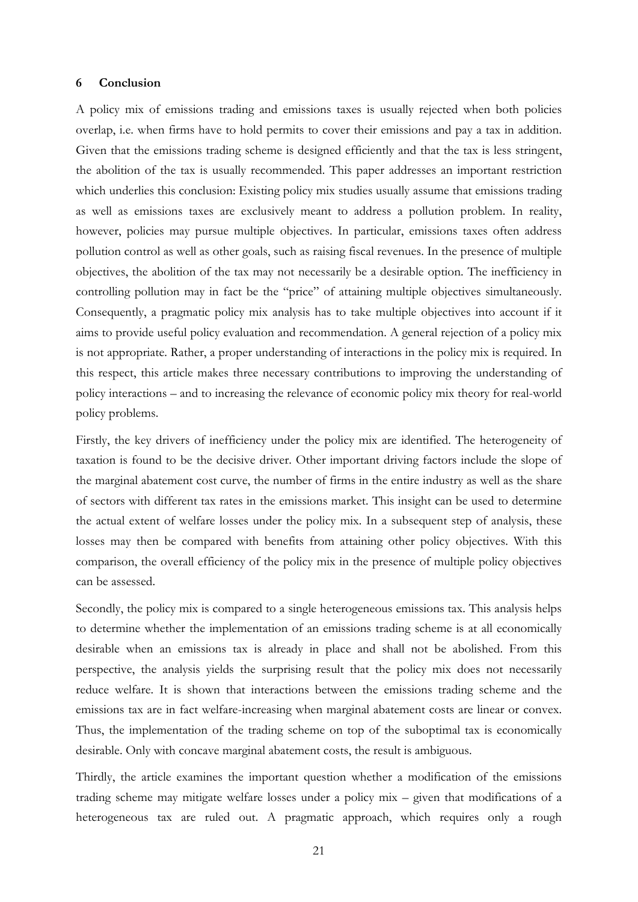## 6 Conclusion

A policy mix of emissions trading and emissions taxes is usually rejected when both policies overlap, i.e. when firms have to hold permits to cover their emissions and pay a tax in addition. Given that the emissions trading scheme is designed efficiently and that the tax is less stringent, the abolition of the tax is usually recommended. This paper addresses an important restriction which underlies this conclusion: Existing policy mix studies usually assume that emissions trading as well as emissions taxes are exclusively meant to address a pollution problem. In reality, however, policies may pursue multiple objectives. In particular, emissions taxes often address pollution control as well as other goals, such as raising fiscal revenues. In the presence of multiple objectives, the abolition of the tax may not necessarily be a desirable option. The inefficiency in controlling pollution may in fact be the "price" of attaining multiple objectives simultaneously. Consequently, a pragmatic policy mix analysis has to take multiple objectives into account if it aims to provide useful policy evaluation and recommendation. A general rejection of a policy mix is not appropriate. Rather, a proper understanding of interactions in the policy mix is required. In this respect, this article makes three necessary contributions to improving the understanding of policy interactions – and to increasing the relevance of economic policy mix theory for real-world policy problems.

Firstly, the key drivers of inefficiency under the policy mix are identified. The heterogeneity of taxation is found to be the decisive driver. Other important driving factors include the slope of the marginal abatement cost curve, the number of firms in the entire industry as well as the share of sectors with different tax rates in the emissions market. This insight can be used to determine the actual extent of welfare losses under the policy mix. In a subsequent step of analysis, these losses may then be compared with benefits from attaining other policy objectives. With this comparison, the overall efficiency of the policy mix in the presence of multiple policy objectives can be assessed.

Secondly, the policy mix is compared to a single heterogeneous emissions tax. This analysis helps to determine whether the implementation of an emissions trading scheme is at all economically desirable when an emissions tax is already in place and shall not be abolished. From this perspective, the analysis yields the surprising result that the policy mix does not necessarily reduce welfare. It is shown that interactions between the emissions trading scheme and the emissions tax are in fact welfare-increasing when marginal abatement costs are linear or convex. Thus, the implementation of the trading scheme on top of the suboptimal tax is economically desirable. Only with concave marginal abatement costs, the result is ambiguous.

Thirdly, the article examines the important question whether a modification of the emissions trading scheme may mitigate welfare losses under a policy mix – given that modifications of a heterogeneous tax are ruled out. A pragmatic approach, which requires only a rough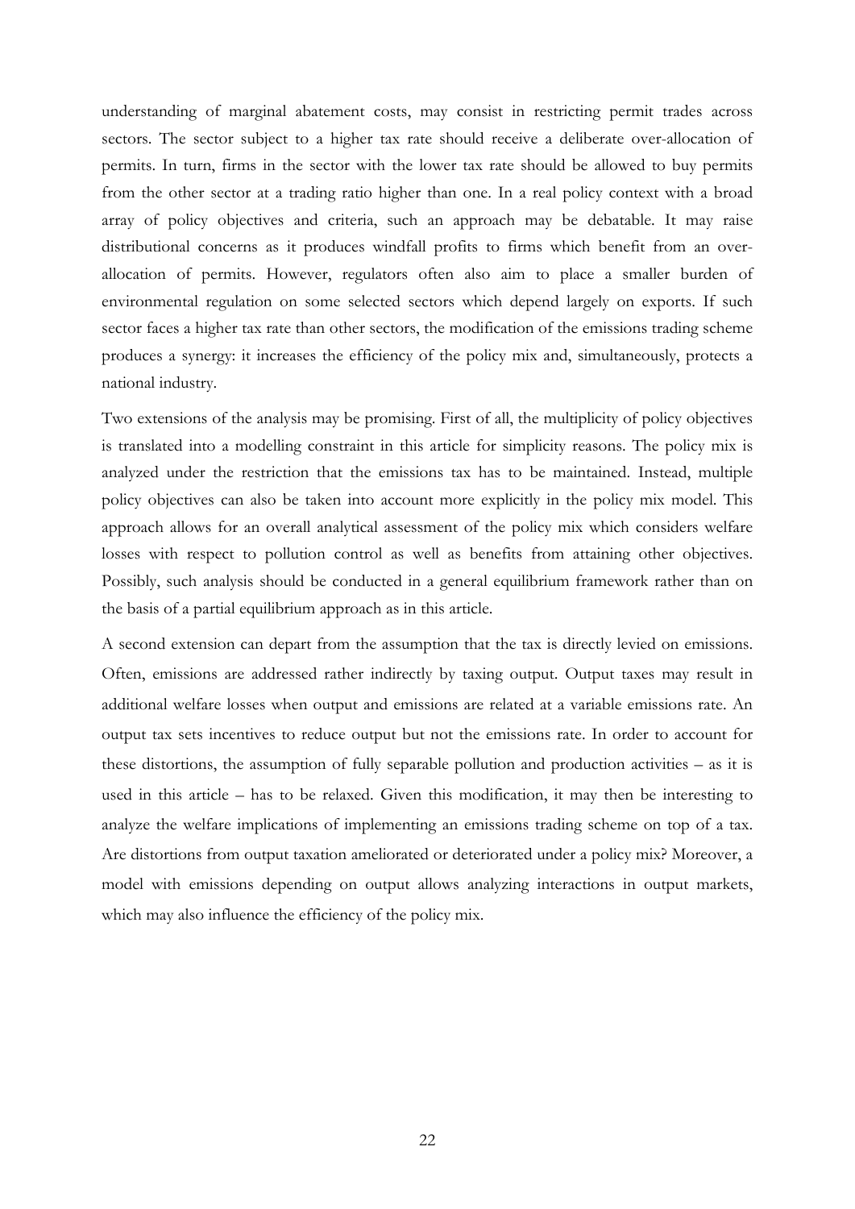understanding of marginal abatement costs, may consist in restricting permit trades across sectors. The sector subject to a higher tax rate should receive a deliberate over-allocation of permits. In turn, firms in the sector with the lower tax rate should be allowed to buy permits from the other sector at a trading ratio higher than one. In a real policy context with a broad array of policy objectives and criteria, such an approach may be debatable. It may raise distributional concerns as it produces windfall profits to firms which benefit from an over-allocation of permits. However, regulators often also aim to place a smaller burden of environmental regulation on some selected sectors which depend largely on exports. If such sector faces a higher tax rate than other sectors, the modification of the emissions trading scheme produces a synergy: it increases the efficiency of the policy mix and, simultaneously, protects a national industry.

Two extensions of the analysis may be promising. First of all, the multiplicity of policy objectives is translated into a modelling constraint in this article for simplicity reasons. The policy mix is analyzed under the restriction that the emissions tax has to be maintained. Instead, multiple policy objectives can also be taken into account more explicitly in the policy mix model. This approach allows for an overall analytical assessment of the policy mix which considers welfare losses with respect to pollution control as well as benefits from attaining other objectives. Possibly, such analysis should be conducted in a general equilibrium framework rather than on the basis of a partial equilibrium approach as in this article.

A second extension can depart from the assumption that the tax is directly levied on emissions. Often, emissions are addressed rather indirectly by taxing output. Output taxes may result in additional welfare losses when output and emissions are related at a variable emissions rate. An output tax sets incentives to reduce output but not the emissions rate. In order to account for these distortions, the assumption of fully separable pollution and production activities – as it is used in this article – has to be relaxed. Given this modification, it may then be interesting to analyze the welfare implications of implementing an emissions trading scheme on top of a tax. Are distortions from output taxation ameliorated or deteriorated under a policy mix? Moreover, a model with emissions depending on output allows analyzing interactions in output markets, which may also influence the efficiency of the policy mix.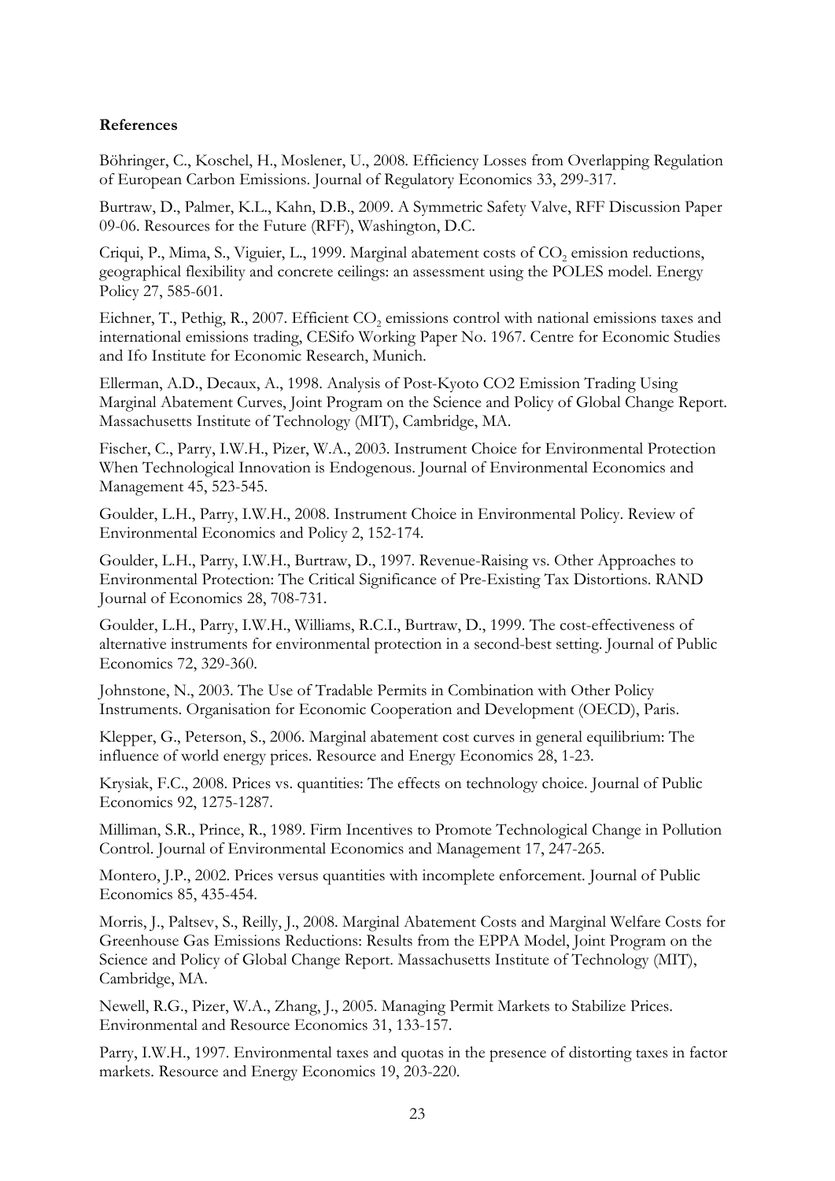**References**

Böhringer, C., Koschel, H., Moslener, U., 2008. Efficiency Losses from Overlapping Regulation of European Carbon Emissions. Journal of Regulatory Economics 33, 299-317.

Burtraw, D., Palmer, K.L., Kahn, D.B., 2009. A Symmetric Safety Valve, RFF Discussion Paper 09-06. Resources for the Future (RFF), Washington, D.C.

Criqui, P., Mima, S., Viguier, L., 1999. Marginal abatement costs of $CO_2$ emission reductions, geographical flexibility and concrete ceilings: an assessment using the POLES model. Energy Policy 27, 585-601.

Eichner, T., Pethig, R., 2007. Efficient $CO_2$ emissions control with national emissions taxes and international emissions trading, CESifo Working Paper No. 1967. Centre for Economic Studies and Ifo Institute for Economic Research, Munich.

Ellerman, A.D., Decaux, A., 1998. Analysis of Post-Kyoto CO2 Emission Trading Using Marginal Abatement Curves, Joint Program on the Science and Policy of Global Change Report. Massachusetts Institute of Technology (MIT), Cambridge, MA.

Fischer, C., Parry, I.W.H., Pizer, W.A., 2003. Instrument Choice for Environmental Protection When Technological Innovation is Endogenous. Journal of Environmental Economics and Management 45, 523-545.

Goulder, L.H., Parry, I.W.H., 2008. Instrument Choice in Environmental Policy. Review of Environmental Economics and Policy 2, 152-174.

Goulder, L.H., Parry, I.W.H., Burtraw, D., 1997. Revenue-Raising vs. Other Approaches to Environmental Protection: The Critical Significance of Pre-Existing Tax Distortions. RAND Journal of Economics 28, 708-731.

Goulder, L.H., Parry, I.W.H., Williams, R.C.I., Burtraw, D., 1999. The cost-effectiveness of alternative instruments for environmental protection in a second-best setting. Journal of Public Economics 72, 329-360.

Johnstone, N., 2003. The Use of Tradable Permits in Combination with Other Policy Instruments. Organisation for Economic Cooperation and Development (OECD), Paris.

Klepper, G., Peterson, S., 2006. Marginal abatement cost curves in general equilibrium: The influence of world energy prices. Resource and Energy Economics 28, 1-23.

Krysiak, F.C., 2008. Prices vs. quantities: The effects on technology choice. Journal of Public Economics 92, 1275-1287.

Milliman, S.R., Prince, R., 1989. Firm Incentives to Promote Technological Change in Pollution Control. Journal of Environmental Economics and Management 17, 247-265.

Montero, J.P., 2002. Prices versus quantities with incomplete enforcement. Journal of Public Economics 85, 435-454.

Morris, J., Paltsev, S., Reilly, J., 2008. Marginal Abatement Costs and Marginal Welfare Costs for Greenhouse Gas Emissions Reductions: Results from the EPPA Model, Joint Program on the Science and Policy of Global Change Report. Massachusetts Institute of Technology (MIT), Cambridge, MA.

Newell, R.G., Pizer, W.A., Zhang, J., 2005. Managing Permit Markets to Stabilize Prices. Environmental and Resource Economics 31, 133-157.

Parry, I.W.H., 1997. Environmental taxes and quotas in the presence of distorting taxes in factor markets. Resource and Energy Economics 19, 203-220.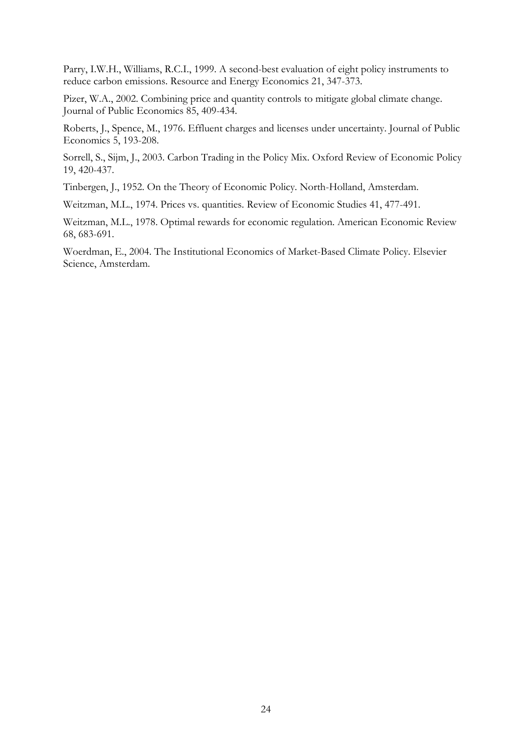Parry, I.W.H., Williams, R.C.I., 1999. A second-best evaluation of eight policy instruments to reduce carbon emissions. Resource and Energy Economics 21, 347-373.

Pizer, W.A., 2002. Combining price and quantity controls to mitigate global climate change. Journal of Public Economics 85, 409-434.

Roberts, J., Spence, M., 1976. Effluent charges and licenses under uncertainty. Journal of Public Economics 5, 193-208.

Sorrell, S., Sijm, J., 2003. Carbon Trading in the Policy Mix. Oxford Review of Economic Policy 19, 420-437.

Tinbergen, J., 1952. On the Theory of Economic Policy. North-Holland, Amsterdam.

Weitzman, M.L., 1974. Prices vs. quantities. Review of Economic Studies 41, 477-491.

Weitzman, M.L., 1978. Optimal rewards for economic regulation. American Economic Review 68, 683-691.

Woerdman, E., 2004. The Institutional Economics of Market-Based Climate Policy. Elsevier Science, Amsterdam.